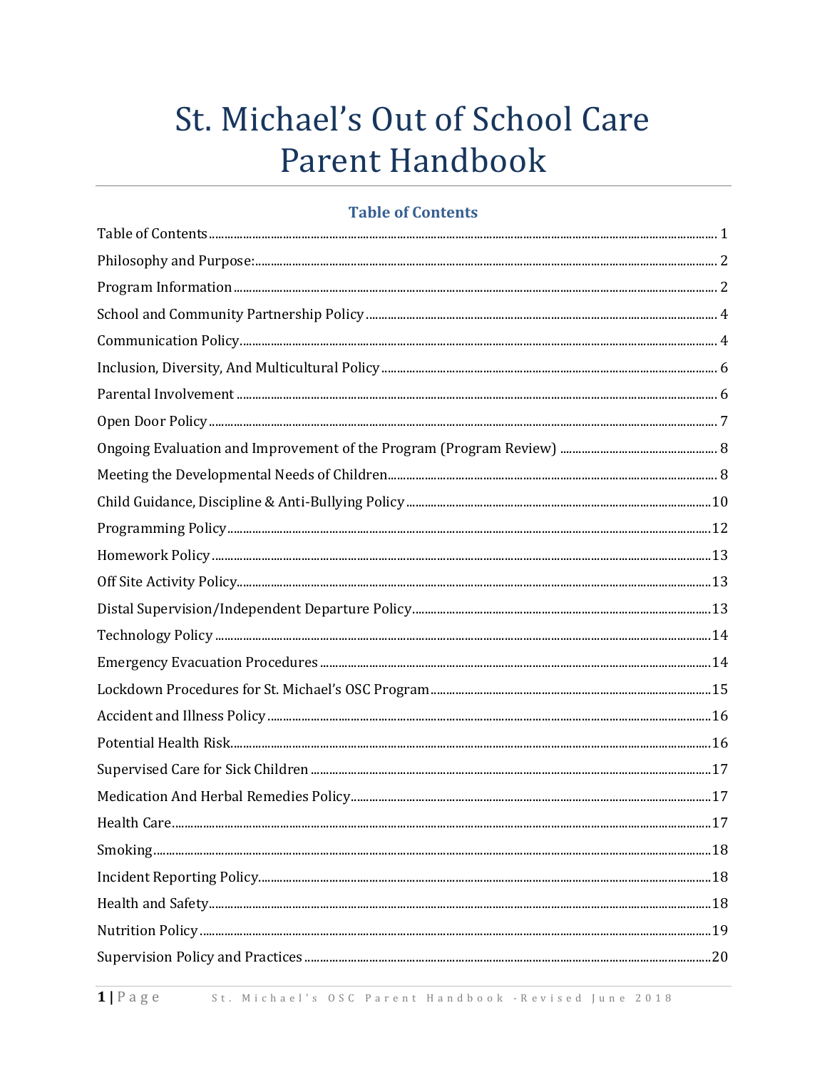# St. Michael's Out of School Care Parent Handbook

## Table of Contents

Table of Contents ..... 1

Philosophy and Purpose: ..... 2

Program Information ..... 2

School and Community Partnership Policy ..... 4

Communication Policy ..... 4

Inclusion, Diversity, And Multicultural Policy ..... 6

Parental Involvement ..... 6

Open Door Policy ..... 7

Ongoing Evaluation and Improvement of the Program (Program Review) ..... 8

Meeting the Developmental Needs of Children ..... 8

Child Guidance, Discipline & Anti-Bullying Policy ..... 10

Programming Policy ..... 12

Homework Policy ..... 13

Off Site Activity Policy ..... 13

Distal Supervision/Independent Departure Policy ..... 13

Technology Policy ..... 14

Emergency Evacuation Procedures ..... 14

Lockdown Procedures for St. Michael's OSC Program ..... 15

Accident and Illness Policy ..... 16

Potential Health Risk ..... 16

Supervised Care for Sick Children ..... 17

Medication And Herbal Remedies Policy ..... 17

Health Care ..... 17

Smoking ..... 18

Incident Reporting Policy ..... 18

Health and Safety ..... 18

Nutrition Policy ..... 19

Supervision Policy and Practices ..... 20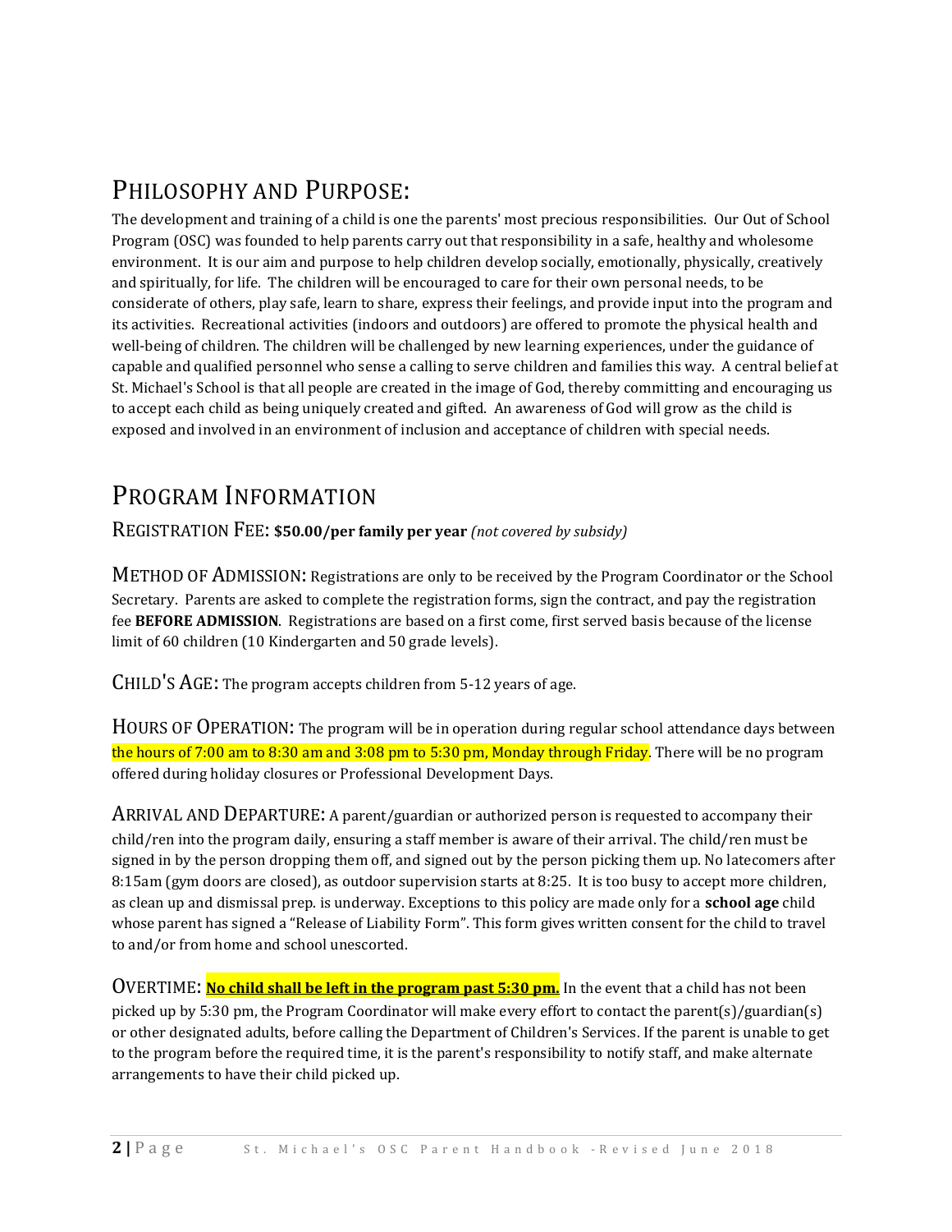# PHILOSOPHY AND PURPOSE:

The development and training of a child is one the parents' most precious responsibilities. Our Out of School Program (OSC) was founded to help parents carry out that responsibility in a safe, healthy and wholesome environment. It is our aim and purpose to help children develop socially, emotionally, physically, creatively and spiritually, for life. The children will be encouraged to care for their own personal needs, to be considerate of others, play safe, learn to share, express their feelings, and provide input into the program and its activities. Recreational activities (indoors and outdoors) are offered to promote the physical health and well-being of children. The children will be challenged by new learning experiences, under the guidance of capable and qualified personnel who sense a calling to serve children and families this way. A central belief at St. Michael's School is that all people are created in the image of God, thereby committing and encouraging us to accept each child as being uniquely created and gifted. An awareness of God will grow as the child is exposed and involved in an environment of inclusion and acceptance of children with special needs.

# PROGRAM INFORMATION

## REGISTRATION FEE: **$50.00/per family per year** *(not covered by subsidy)*

**METHOD OF ADMISSION:** Registrations are only to be received by the Program Coordinator or the School Secretary. Parents are asked to complete the registration forms, sign the contract, and pay the registration fee **BEFORE ADMISSION**. Registrations are based on a first come, first served basis because of the license limit of 60 children (10 Kindergarten and 50 grade levels).

**CHILD'S AGE:** The program accepts children from 5-12 years of age.

**HOURS OF OPERATION:** The program will be in operation during regular school attendance days between the hours of 7:00 am to 8:30 am and 3:08 pm to 5:30 pm, Monday through Friday. There will be no program offered during holiday closures or Professional Development Days.

**ARRIVAL AND DEPARTURE:** A parent/guardian or authorized person is requested to accompany their child/ren into the program daily, ensuring a staff member is aware of their arrival. The child/ren must be signed in by the person dropping them off, and signed out by the person picking them up. No latecomers after 8:15am (gym doors are closed), as outdoor supervision starts at 8:25. It is too busy to accept more children, as clean up and dismissal prep. is underway. Exceptions to this policy are made only for a **school age** child whose parent has signed a "Release of Liability Form". This form gives written consent for the child to travel to and/or from home and school unescorted.

**OVERTIME:** **No child shall be left in the program past 5:30 pm.** In the event that a child has not been picked up by 5:30 pm, the Program Coordinator will make every effort to contact the parent(s)/guardian(s) or other designated adults, before calling the Department of Children's Services. If the parent is unable to get to the program before the required time, it is the parent's responsibility to notify staff, and make alternate arrangements to have their child picked up.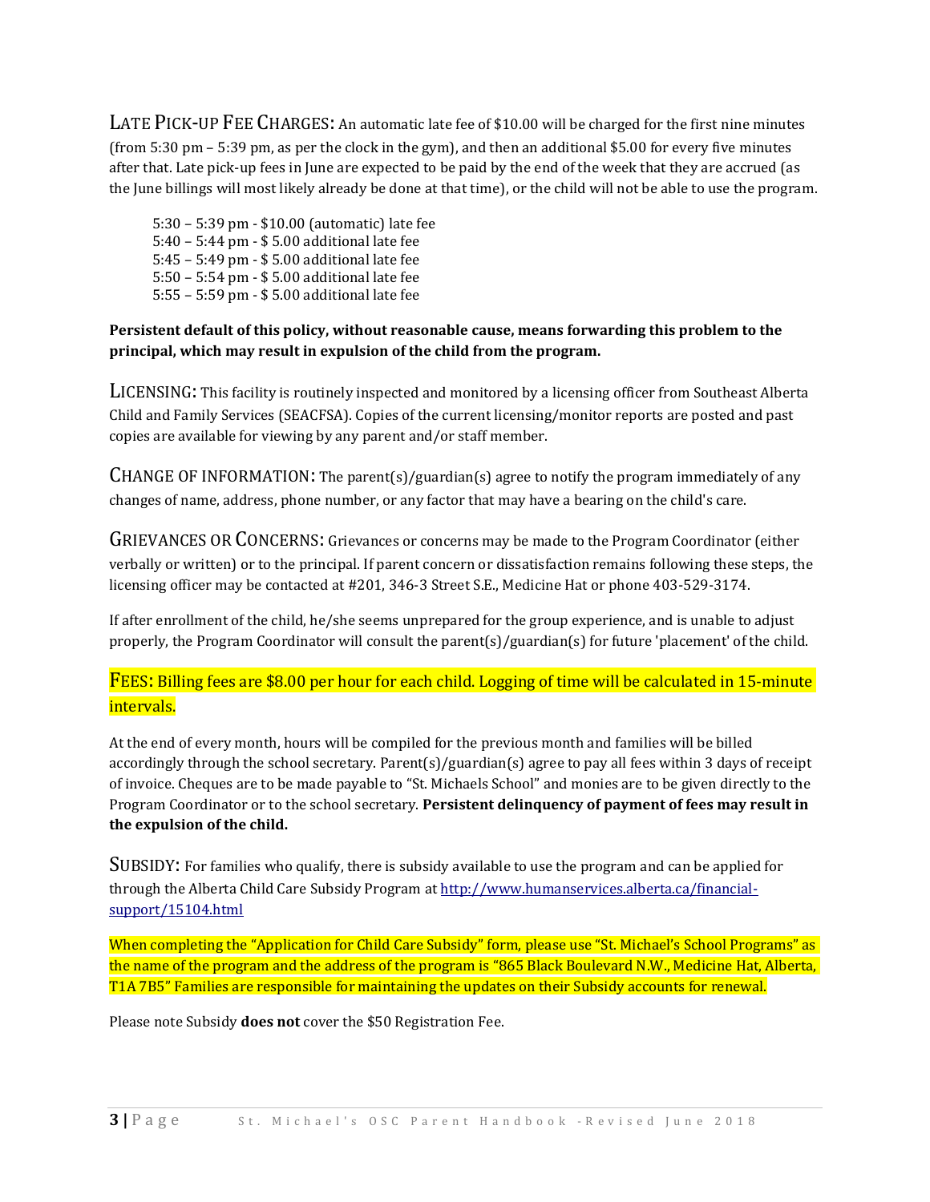**LATE PICK-UP FEE CHARGES:** An automatic late fee of $10.00 will be charged for the first nine minutes (from 5:30 pm – 5:39 pm, as per the clock in the gym), and then an additional $5.00 for every five minutes after that. Late pick-up fees in June are expected to be paid by the end of the week that they are accrued (as the June billings will most likely already be done at that time), or the child will not be able to use the program.

5:30 – 5:39 pm - $10.00 (automatic) late fee
5:40 – 5:44 pm - $ 5.00 additional late fee
5:45 – 5:49 pm - $ 5.00 additional late fee
5:50 – 5:54 pm - $ 5.00 additional late fee
5:55 – 5:59 pm - $ 5.00 additional late fee

**Persistent default of this policy, without reasonable cause, means forwarding this problem to the principal, which may result in expulsion of the child from the program.**

**LICENSING:** This facility is routinely inspected and monitored by a licensing officer from Southeast Alberta Child and Family Services (SEACFSA). Copies of the current licensing/monitor reports are posted and past copies are available for viewing by any parent and/or staff member.

**CHANGE OF INFORMATION:** The parent(s)/guardian(s) agree to notify the program immediately of any changes of name, address, phone number, or any factor that may have a bearing on the child's care.

**GRIEVANCES OR CONCERNS:** Grievances or concerns may be made to the Program Coordinator (either verbally or written) or to the principal. If parent concern or dissatisfaction remains following these steps, the licensing officer may be contacted at #201, 346-3 Street S.E., Medicine Hat or phone 403-529-3174.

If after enrollment of the child, he/she seems unprepared for the group experience, and is unable to adjust properly, the Program Coordinator will consult the parent(s)/guardian(s) for future 'placement' of the child.

**FEES:** Billing fees are $8.00 per hour for each child. Logging of time will be calculated in 15-minute intervals.

At the end of every month, hours will be compiled for the previous month and families will be billed accordingly through the school secretary. Parent(s)/guardian(s) agree to pay all fees within 3 days of receipt of invoice. Cheques are to be made payable to "St. Michaels School" and monies are to be given directly to the Program Coordinator or to the school secretary. **Persistent delinquency of payment of fees may result in the expulsion of the child.**

**SUBSIDY:** For families who qualify, there is subsidy available to use the program and can be applied for through the Alberta Child Care Subsidy Program at http://www.humanservices.alberta.ca/financial-support/15104.html

When completing the "Application for Child Care Subsidy" form, please use "St. Michael's School Programs" as the name of the program and the address of the program is "865 Black Boulevard N.W., Medicine Hat, Alberta, T1A 7B5" Families are responsible for maintaining the updates on their Subsidy accounts for renewal.

Please note Subsidy **does not** cover the $50 Registration Fee.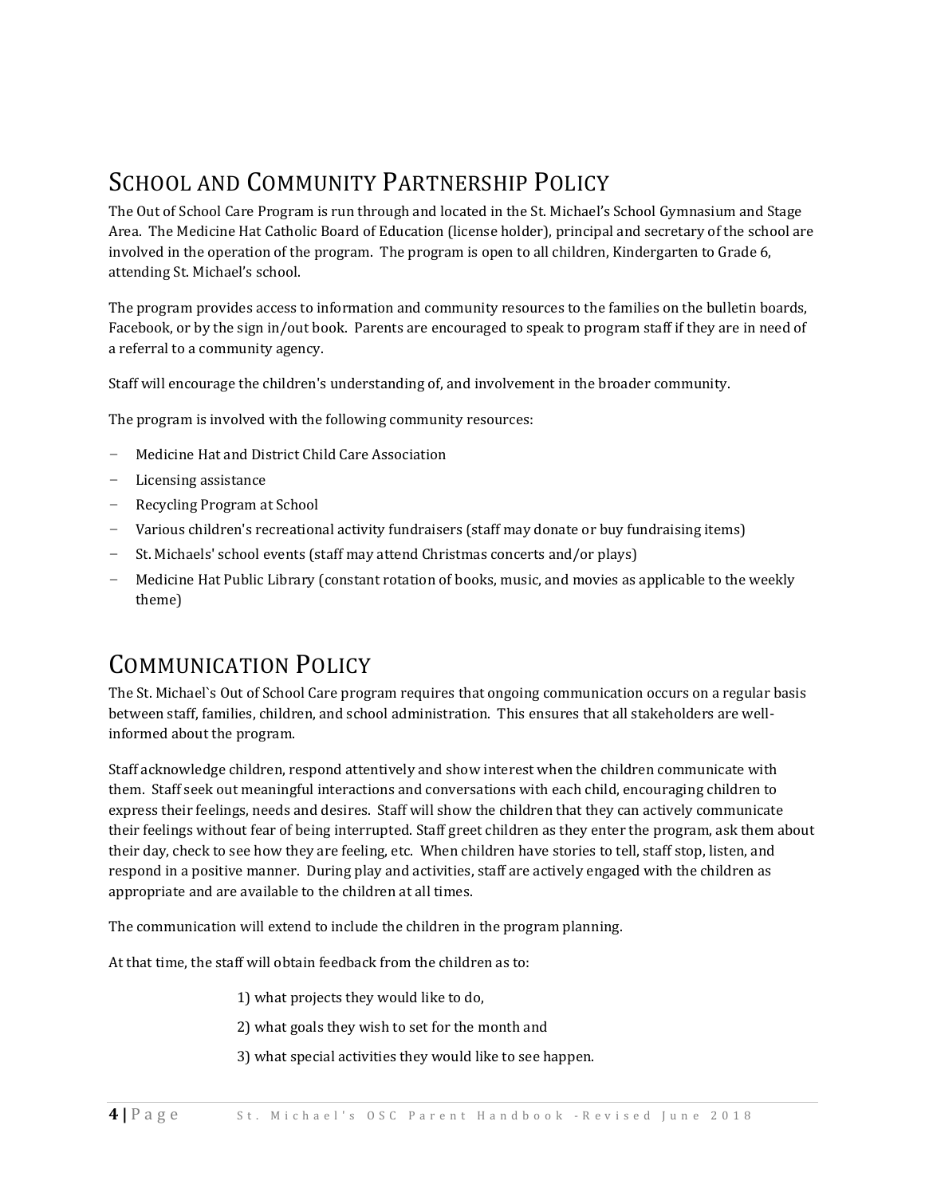## School and Community Partnership Policy

The Out of School Care Program is run through and located in the St. Michael's School Gymnasium and Stage Area. The Medicine Hat Catholic Board of Education (license holder), principal and secretary of the school are involved in the operation of the program. The program is open to all children, Kindergarten to Grade 6, attending St. Michael's school.

The program provides access to information and community resources to the families on the bulletin boards, Facebook, or by the sign in/out book. Parents are encouraged to speak to program staff if they are in need of a referral to a community agency.

Staff will encourage the children's understanding of, and involvement in the broader community.

The program is involved with the following community resources:

- Medicine Hat and District Child Care Association
- Licensing assistance
- Recycling Program at School
- Various children's recreational activity fundraisers (staff may donate or buy fundraising items)
- St. Michaels' school events (staff may attend Christmas concerts and/or plays)
- Medicine Hat Public Library (constant rotation of books, music, and movies as applicable to the weekly theme)

## Communication Policy

The St. Michael`s Out of School Care program requires that ongoing communication occurs on a regular basis between staff, families, children, and school administration. This ensures that all stakeholders are well-informed about the program.

Staff acknowledge children, respond attentively and show interest when the children communicate with them. Staff seek out meaningful interactions and conversations with each child, encouraging children to express their feelings, needs and desires. Staff will show the children that they can actively communicate their feelings without fear of being interrupted. Staff greet children as they enter the program, ask them about their day, check to see how they are feeling, etc. When children have stories to tell, staff stop, listen, and respond in a positive manner. During play and activities, staff are actively engaged with the children as appropriate and are available to the children at all times.

The communication will extend to include the children in the program planning.

At that time, the staff will obtain feedback from the children as to:

1) what projects they would like to do,
2) what goals they wish to set for the month and
3) what special activities they would like to see happen.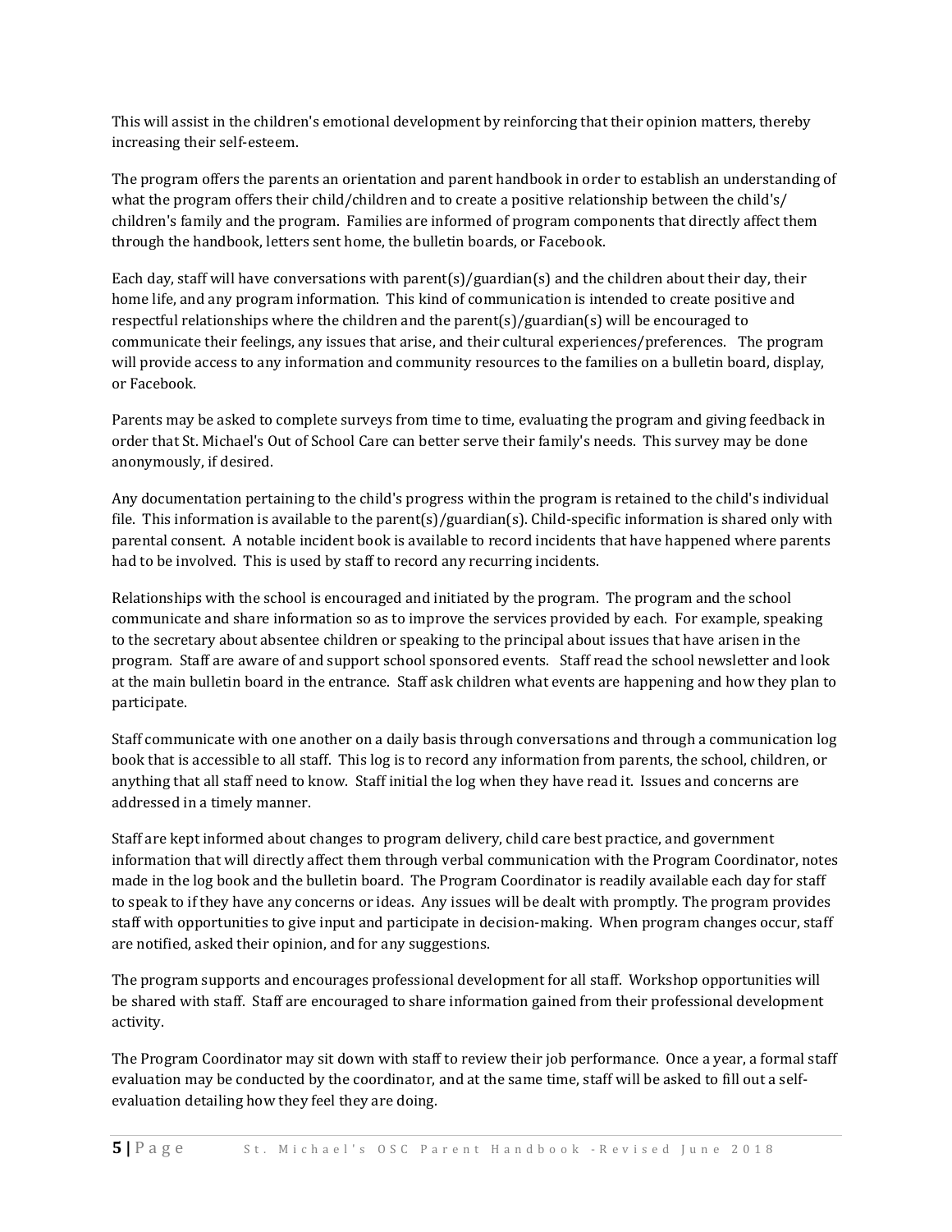This will assist in the children's emotional development by reinforcing that their opinion matters, thereby increasing their self-esteem.

The program offers the parents an orientation and parent handbook in order to establish an understanding of what the program offers their child/children and to create a positive relationship between the child's/children's family and the program. Families are informed of program components that directly affect them through the handbook, letters sent home, the bulletin boards, or Facebook.

Each day, staff will have conversations with parent(s)/guardian(s) and the children about their day, their home life, and any program information. This kind of communication is intended to create positive and respectful relationships where the children and the parent(s)/guardian(s) will be encouraged to communicate their feelings, any issues that arise, and their cultural experiences/preferences. The program will provide access to any information and community resources to the families on a bulletin board, display, or Facebook.

Parents may be asked to complete surveys from time to time, evaluating the program and giving feedback in order that St. Michael's Out of School Care can better serve their family's needs. This survey may be done anonymously, if desired.

Any documentation pertaining to the child's progress within the program is retained to the child's individual file. This information is available to the parent(s)/guardian(s). Child-specific information is shared only with parental consent. A notable incident book is available to record incidents that have happened where parents had to be involved. This is used by staff to record any recurring incidents.

Relationships with the school is encouraged and initiated by the program. The program and the school communicate and share information so as to improve the services provided by each. For example, speaking to the secretary about absentee children or speaking to the principal about issues that have arisen in the program. Staff are aware of and support school sponsored events. Staff read the school newsletter and look at the main bulletin board in the entrance. Staff ask children what events are happening and how they plan to participate.

Staff communicate with one another on a daily basis through conversations and through a communication log book that is accessible to all staff. This log is to record any information from parents, the school, children, or anything that all staff need to know. Staff initial the log when they have read it. Issues and concerns are addressed in a timely manner.

Staff are kept informed about changes to program delivery, child care best practice, and government information that will directly affect them through verbal communication with the Program Coordinator, notes made in the log book and the bulletin board. The Program Coordinator is readily available each day for staff to speak to if they have any concerns or ideas. Any issues will be dealt with promptly. The program provides staff with opportunities to give input and participate in decision-making. When program changes occur, staff are notified, asked their opinion, and for any suggestions.

The program supports and encourages professional development for all staff. Workshop opportunities will be shared with staff. Staff are encouraged to share information gained from their professional development activity.

The Program Coordinator may sit down with staff to review their job performance. Once a year, a formal staff evaluation may be conducted by the coordinator, and at the same time, staff will be asked to fill out a self-evaluation detailing how they feel they are doing.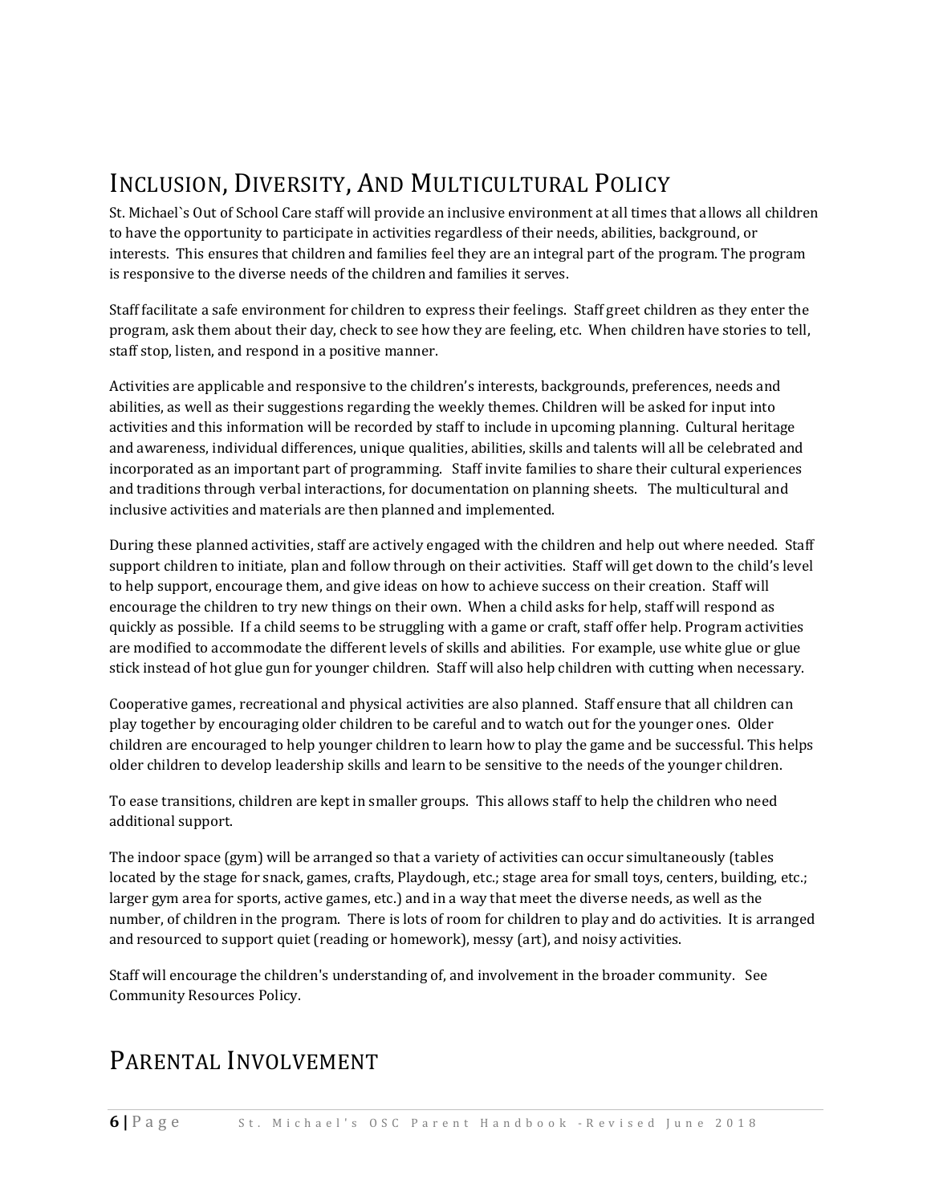# Inclusion, Diversity, And Multicultural Policy

St. Michael`s Out of School Care staff will provide an inclusive environment at all times that allows all children to have the opportunity to participate in activities regardless of their needs, abilities, background, or interests. This ensures that children and families feel they are an integral part of the program. The program is responsive to the diverse needs of the children and families it serves.

Staff facilitate a safe environment for children to express their feelings. Staff greet children as they enter the program, ask them about their day, check to see how they are feeling, etc. When children have stories to tell, staff stop, listen, and respond in a positive manner.

Activities are applicable and responsive to the children's interests, backgrounds, preferences, needs and abilities, as well as their suggestions regarding the weekly themes. Children will be asked for input into activities and this information will be recorded by staff to include in upcoming planning. Cultural heritage and awareness, individual differences, unique qualities, abilities, skills and talents will all be celebrated and incorporated as an important part of programming. Staff invite families to share their cultural experiences and traditions through verbal interactions, for documentation on planning sheets. The multicultural and inclusive activities and materials are then planned and implemented.

During these planned activities, staff are actively engaged with the children and help out where needed. Staff support children to initiate, plan and follow through on their activities. Staff will get down to the child's level to help support, encourage them, and give ideas on how to achieve success on their creation. Staff will encourage the children to try new things on their own. When a child asks for help, staff will respond as quickly as possible. If a child seems to be struggling with a game or craft, staff offer help. Program activities are modified to accommodate the different levels of skills and abilities. For example, use white glue or glue stick instead of hot glue gun for younger children. Staff will also help children with cutting when necessary.

Cooperative games, recreational and physical activities are also planned. Staff ensure that all children can play together by encouraging older children to be careful and to watch out for the younger ones. Older children are encouraged to help younger children to learn how to play the game and be successful. This helps older children to develop leadership skills and learn to be sensitive to the needs of the younger children.

To ease transitions, children are kept in smaller groups. This allows staff to help the children who need additional support.

The indoor space (gym) will be arranged so that a variety of activities can occur simultaneously (tables located by the stage for snack, games, crafts, Playdough, etc.; stage area for small toys, centers, building, etc.; larger gym area for sports, active games, etc.) and in a way that meet the diverse needs, as well as the number, of children in the program. There is lots of room for children to play and do activities. It is arranged and resourced to support quiet (reading or homework), messy (art), and noisy activities.

Staff will encourage the children's understanding of, and involvement in the broader community. See Community Resources Policy.

# Parental Involvement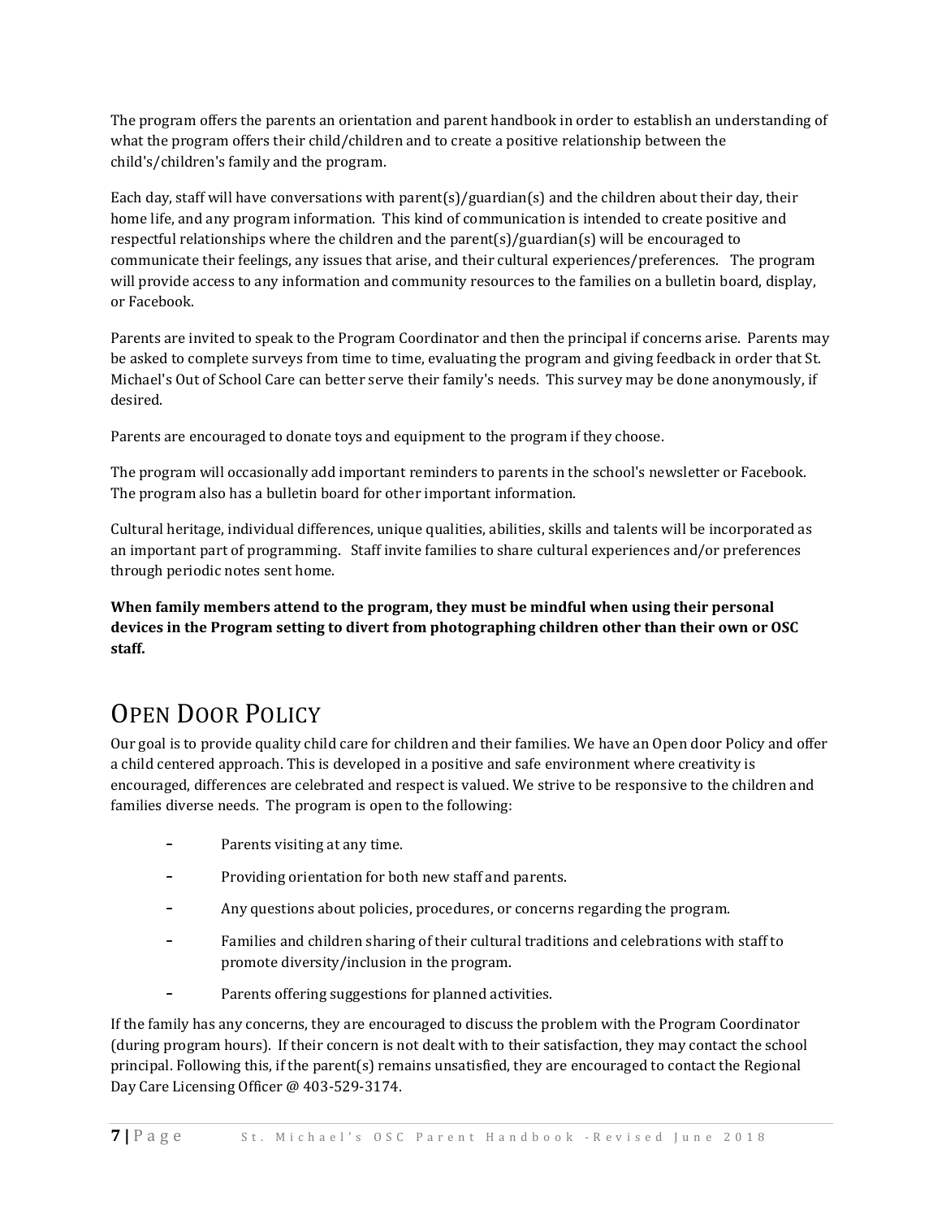The program offers the parents an orientation and parent handbook in order to establish an understanding of what the program offers their child/children and to create a positive relationship between the child's/children's family and the program.

Each day, staff will have conversations with parent(s)/guardian(s) and the children about their day, their home life, and any program information. This kind of communication is intended to create positive and respectful relationships where the children and the parent(s)/guardian(s) will be encouraged to communicate their feelings, any issues that arise, and their cultural experiences/preferences. The program will provide access to any information and community resources to the families on a bulletin board, display, or Facebook.

Parents are invited to speak to the Program Coordinator and then the principal if concerns arise. Parents may be asked to complete surveys from time to time, evaluating the program and giving feedback in order that St. Michael's Out of School Care can better serve their family's needs. This survey may be done anonymously, if desired.

Parents are encouraged to donate toys and equipment to the program if they choose.

The program will occasionally add important reminders to parents in the school's newsletter or Facebook. The program also has a bulletin board for other important information.

Cultural heritage, individual differences, unique qualities, abilities, skills and talents will be incorporated as an important part of programming. Staff invite families to share cultural experiences and/or preferences through periodic notes sent home.

**When family members attend to the program, they must be mindful when using their personal devices in the Program setting to divert from photographing children other than their own or OSC staff.**

# Open Door Policy

Our goal is to provide quality child care for children and their families. We have an Open door Policy and offer a child centered approach. This is developed in a positive and safe environment where creativity is encouraged, differences are celebrated and respect is valued. We strive to be responsive to the children and families diverse needs. The program is open to the following:

- Parents visiting at any time.
- Providing orientation for both new staff and parents.
- Any questions about policies, procedures, or concerns regarding the program.
- Families and children sharing of their cultural traditions and celebrations with staff to promote diversity/inclusion in the program.
- Parents offering suggestions for planned activities.

If the family has any concerns, they are encouraged to discuss the problem with the Program Coordinator (during program hours). If their concern is not dealt with to their satisfaction, they may contact the school principal. Following this, if the parent(s) remains unsatisfied, they are encouraged to contact the Regional Day Care Licensing Officer @ 403-529-3174.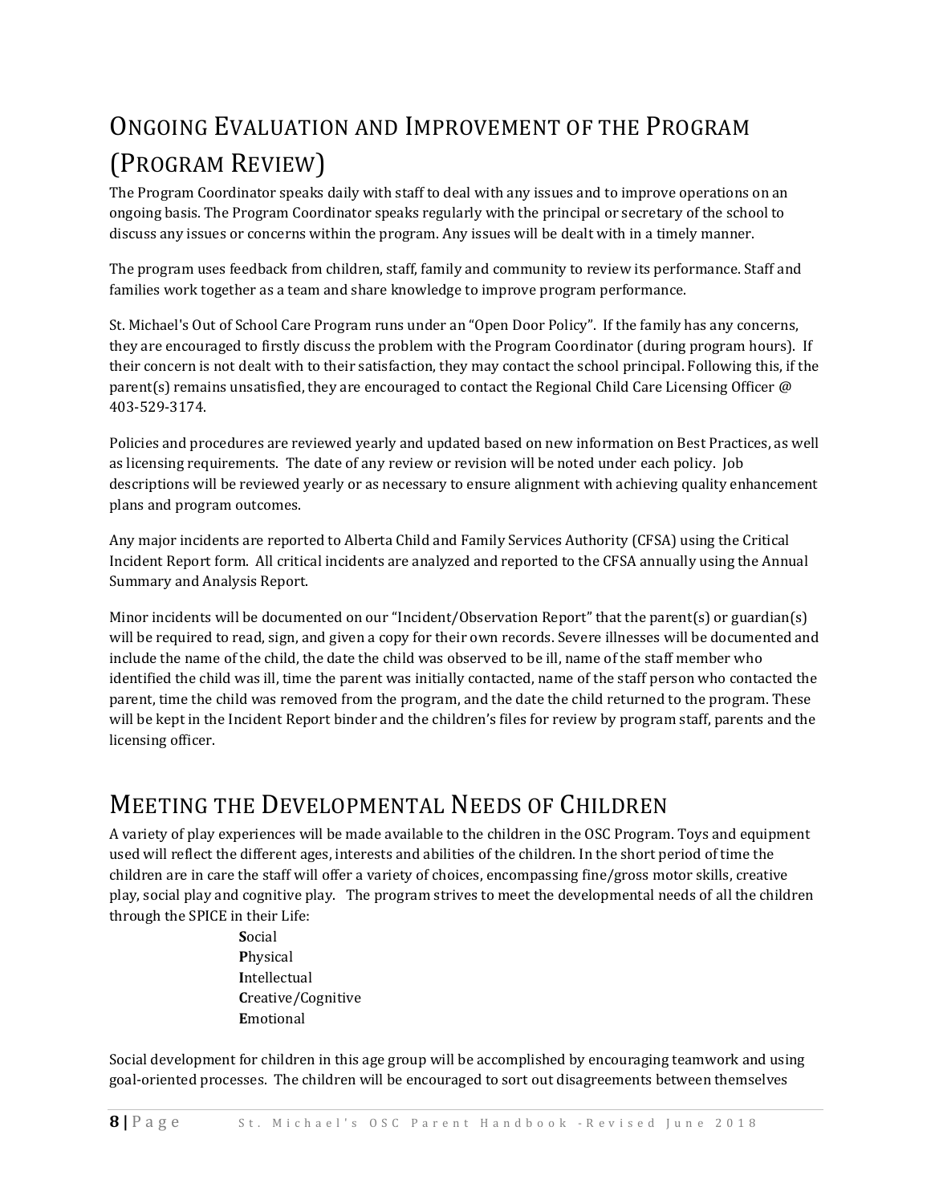# Ongoing Evaluation and Improvement of the Program (Program Review)

The Program Coordinator speaks daily with staff to deal with any issues and to improve operations on an ongoing basis. The Program Coordinator speaks regularly with the principal or secretary of the school to discuss any issues or concerns within the program. Any issues will be dealt with in a timely manner.

The program uses feedback from children, staff, family and community to review its performance. Staff and families work together as a team and share knowledge to improve program performance.

St. Michael's Out of School Care Program runs under an "Open Door Policy". If the family has any concerns, they are encouraged to firstly discuss the problem with the Program Coordinator (during program hours). If their concern is not dealt with to their satisfaction, they may contact the school principal. Following this, if the parent(s) remains unsatisfied, they are encouraged to contact the Regional Child Care Licensing Officer @ 403-529-3174.

Policies and procedures are reviewed yearly and updated based on new information on Best Practices, as well as licensing requirements. The date of any review or revision will be noted under each policy. Job descriptions will be reviewed yearly or as necessary to ensure alignment with achieving quality enhancement plans and program outcomes.

Any major incidents are reported to Alberta Child and Family Services Authority (CFSA) using the Critical Incident Report form. All critical incidents are analyzed and reported to the CFSA annually using the Annual Summary and Analysis Report.

Minor incidents will be documented on our "Incident/Observation Report" that the parent(s) or guardian(s) will be required to read, sign, and given a copy for their own records. Severe illnesses will be documented and include the name of the child, the date the child was observed to be ill, name of the staff member who identified the child was ill, time the parent was initially contacted, name of the staff person who contacted the parent, time the child was removed from the program, and the date the child returned to the program. These will be kept in the Incident Report binder and the children's files for review by program staff, parents and the licensing officer.

# Meeting the Developmental Needs of Children

A variety of play experiences will be made available to the children in the OSC Program. Toys and equipment used will reflect the different ages, interests and abilities of the children. In the short period of time the children are in care the staff will offer a variety of choices, encompassing fine/gross motor skills, creative play, social play and cognitive play. The program strives to meet the developmental needs of all the children through the SPICE in their Life:

**S**ocial
**P**hysical
**I**ntellectual
**C**reative/Cognitive
**E**motional

Social development for children in this age group will be accomplished by encouraging teamwork and using goal-oriented processes. The children will be encouraged to sort out disagreements between themselves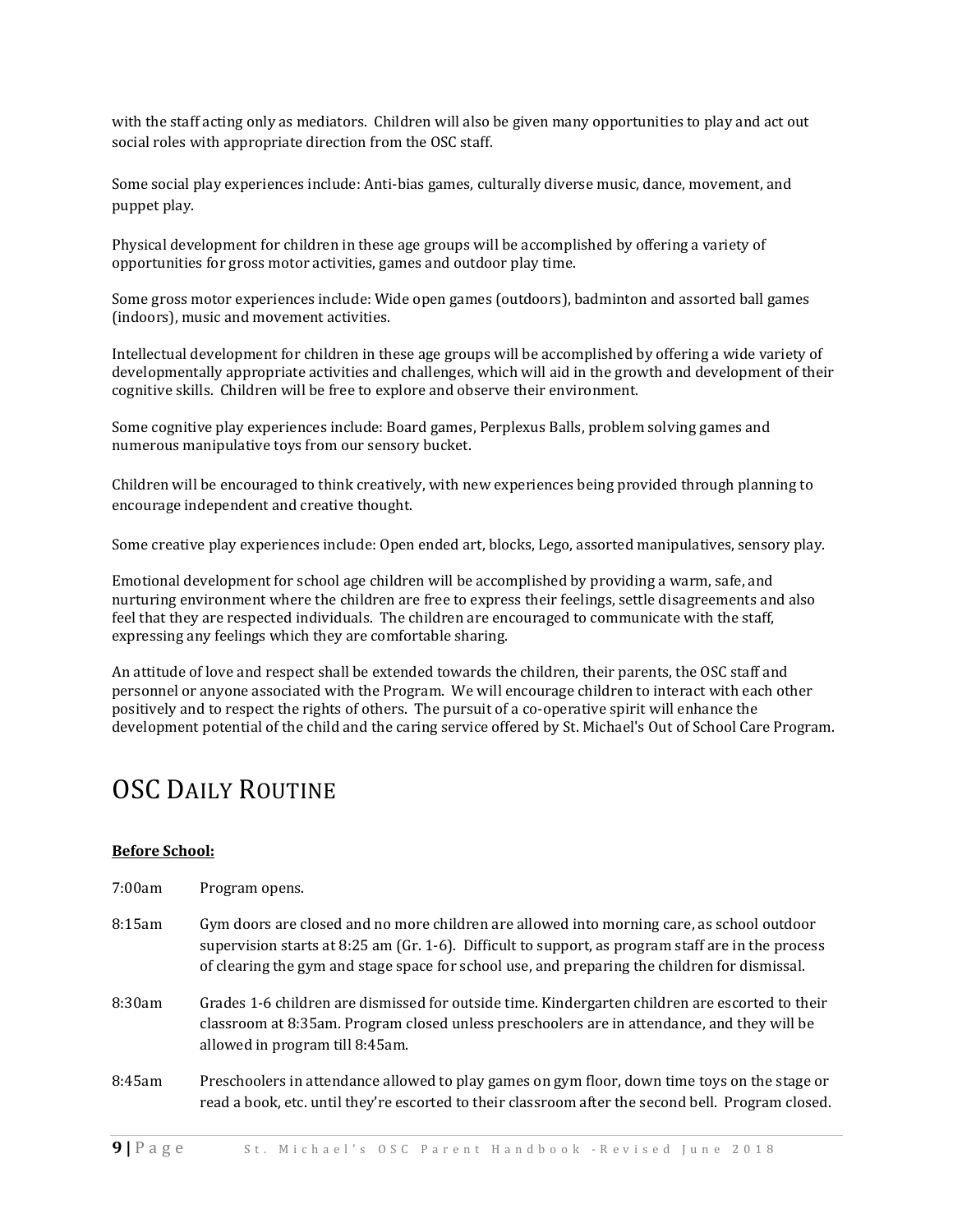with the staff acting only as mediators. Children will also be given many opportunities to play and act out social roles with appropriate direction from the OSC staff.

Some social play experiences include: Anti-bias games, culturally diverse music, dance, movement, and puppet play.

Physical development for children in these age groups will be accomplished by offering a variety of opportunities for gross motor activities, games and outdoor play time.

Some gross motor experiences include: Wide open games (outdoors), badminton and assorted ball games (indoors), music and movement activities.

Intellectual development for children in these age groups will be accomplished by offering a wide variety of developmentally appropriate activities and challenges, which will aid in the growth and development of their cognitive skills. Children will be free to explore and observe their environment.

Some cognitive play experiences include: Board games, Perplexus Balls, problem solving games and numerous manipulative toys from our sensory bucket.

Children will be encouraged to think creatively, with new experiences being provided through planning to encourage independent and creative thought.

Some creative play experiences include: Open ended art, blocks, Lego, assorted manipulatives, sensory play.

Emotional development for school age children will be accomplished by providing a warm, safe, and nurturing environment where the children are free to express their feelings, settle disagreements and also feel that they are respected individuals. The children are encouraged to communicate with the staff, expressing any feelings which they are comfortable sharing.

An attitude of love and respect shall be extended towards the children, their parents, the OSC staff and personnel or anyone associated with the Program. We will encourage children to interact with each other positively and to respect the rights of others. The pursuit of a co-operative spirit will enhance the development potential of the child and the caring service offered by St. Michael's Out of School Care Program.

# OSC Daily Routine

**Before School:**

7:00am Program opens.

8:15am Gym doors are closed and no more children are allowed into morning care, as school outdoor supervision starts at 8:25 am (Gr. 1-6). Difficult to support, as program staff are in the process of clearing the gym and stage space for school use, and preparing the children for dismissal.

8:30am Grades 1-6 children are dismissed for outside time. Kindergarten children are escorted to their classroom at 8:35am. Program closed unless preschoolers are in attendance, and they will be allowed in program till 8:45am.

8:45am Preschoolers in attendance allowed to play games on gym floor, down time toys on the stage or read a book, etc. until they're escorted to their classroom after the second bell. Program closed.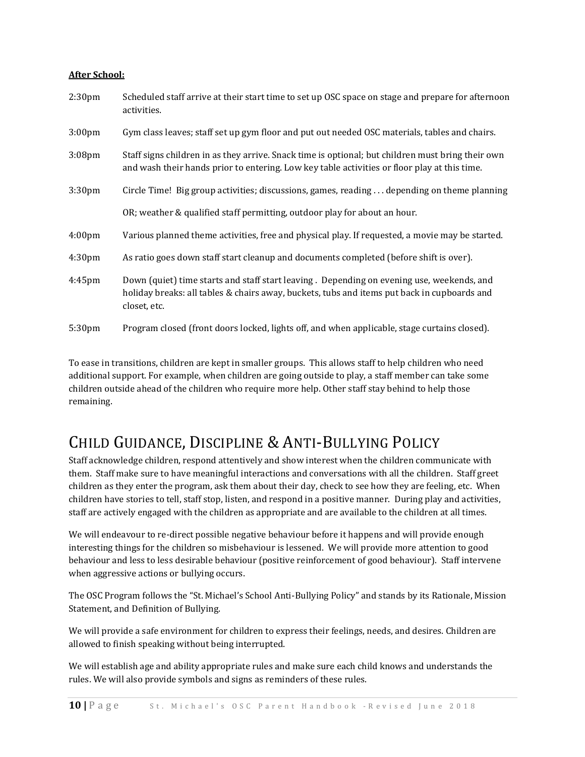**After School:**

| | |
|---|---|
| 2:30pm | Scheduled staff arrive at their start time to set up OSC space on stage and prepare for afternoon activities. |
| 3:00pm | Gym class leaves; staff set up gym floor and put out needed OSC materials, tables and chairs. |
| 3:08pm | Staff signs children in as they arrive. Snack time is optional; but children must bring their own and wash their hands prior to entering. Low key table activities or floor play at this time. |
| 3:30pm | Circle Time! Big group activities; discussions, games, reading . . . depending on theme planning<br><br>OR; weather & qualified staff permitting, outdoor play for about an hour. |
| 4:00pm | Various planned theme activities, free and physical play. If requested, a movie may be started. |
| 4:30pm | As ratio goes down staff start cleanup and documents completed (before shift is over). |
| 4:45pm | Down (quiet) time starts and staff start leaving . Depending on evening use, weekends, and holiday breaks: all tables & chairs away, buckets, tubs and items put back in cupboards and closet, etc. |
| 5:30pm | Program closed (front doors locked, lights off, and when applicable, stage curtains closed). |

To ease in transitions, children are kept in smaller groups. This allows staff to help children who need additional support. For example, when children are going outside to play, a staff member can take some children outside ahead of the children who require more help. Other staff stay behind to help those remaining.

# Child Guidance, Discipline & Anti-Bullying Policy

Staff acknowledge children, respond attentively and show interest when the children communicate with them. Staff make sure to have meaningful interactions and conversations with all the children. Staff greet children as they enter the program, ask them about their day, check to see how they are feeling, etc. When children have stories to tell, staff stop, listen, and respond in a positive manner. During play and activities, staff are actively engaged with the children as appropriate and are available to the children at all times.

We will endeavour to re-direct possible negative behaviour before it happens and will provide enough interesting things for the children so misbehaviour is lessened. We will provide more attention to good behaviour and less to less desirable behaviour (positive reinforcement of good behaviour). Staff intervene when aggressive actions or bullying occurs.

The OSC Program follows the "St. Michael's School Anti-Bullying Policy" and stands by its Rationale, Mission Statement, and Definition of Bullying.

We will provide a safe environment for children to express their feelings, needs, and desires. Children are allowed to finish speaking without being interrupted.

We will establish age and ability appropriate rules and make sure each child knows and understands the rules. We will also provide symbols and signs as reminders of these rules.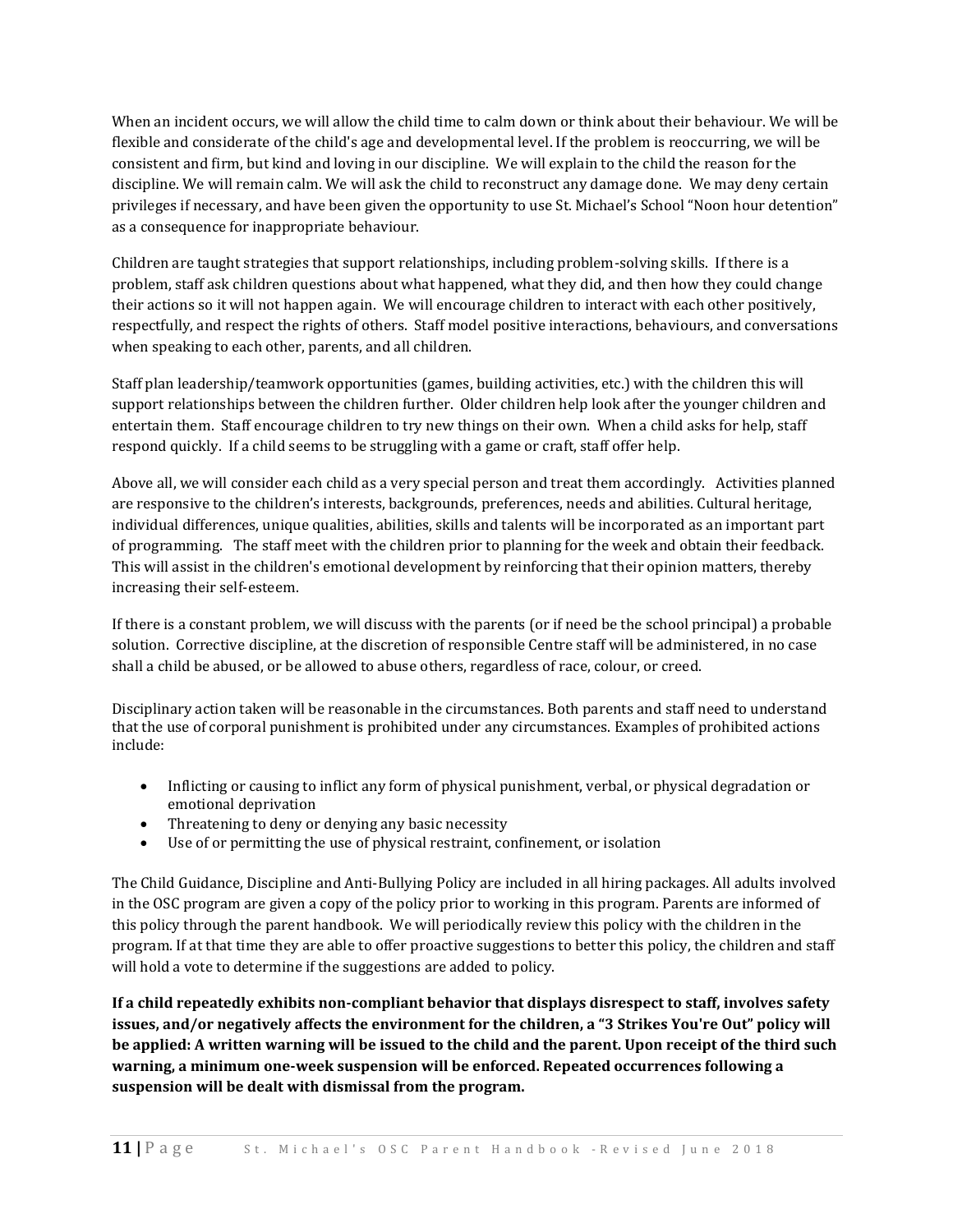When an incident occurs, we will allow the child time to calm down or think about their behaviour. We will be flexible and considerate of the child's age and developmental level. If the problem is reoccurring, we will be consistent and firm, but kind and loving in our discipline. We will explain to the child the reason for the discipline. We will remain calm. We will ask the child to reconstruct any damage done. We may deny certain privileges if necessary, and have been given the opportunity to use St. Michael's School "Noon hour detention" as a consequence for inappropriate behaviour.

Children are taught strategies that support relationships, including problem-solving skills. If there is a problem, staff ask children questions about what happened, what they did, and then how they could change their actions so it will not happen again. We will encourage children to interact with each other positively, respectfully, and respect the rights of others. Staff model positive interactions, behaviours, and conversations when speaking to each other, parents, and all children.

Staff plan leadership/teamwork opportunities (games, building activities, etc.) with the children this will support relationships between the children further. Older children help look after the younger children and entertain them. Staff encourage children to try new things on their own. When a child asks for help, staff respond quickly. If a child seems to be struggling with a game or craft, staff offer help.

Above all, we will consider each child as a very special person and treat them accordingly. Activities planned are responsive to the children's interests, backgrounds, preferences, needs and abilities. Cultural heritage, individual differences, unique qualities, abilities, skills and talents will be incorporated as an important part of programming. The staff meet with the children prior to planning for the week and obtain their feedback. This will assist in the children's emotional development by reinforcing that their opinion matters, thereby increasing their self-esteem.

If there is a constant problem, we will discuss with the parents (or if need be the school principal) a probable solution. Corrective discipline, at the discretion of responsible Centre staff will be administered, in no case shall a child be abused, or be allowed to abuse others, regardless of race, colour, or creed.

Disciplinary action taken will be reasonable in the circumstances. Both parents and staff need to understand that the use of corporal punishment is prohibited under any circumstances. Examples of prohibited actions include:

- Inflicting or causing to inflict any form of physical punishment, verbal, or physical degradation or emotional deprivation
- Threatening to deny or denying any basic necessity
- Use of or permitting the use of physical restraint, confinement, or isolation

The Child Guidance, Discipline and Anti-Bullying Policy are included in all hiring packages. All adults involved in the OSC program are given a copy of the policy prior to working in this program. Parents are informed of this policy through the parent handbook. We will periodically review this policy with the children in the program. If at that time they are able to offer proactive suggestions to better this policy, the children and staff will hold a vote to determine if the suggestions are added to policy.

**If a child repeatedly exhibits non-compliant behavior that displays disrespect to staff, involves safety issues, and/or negatively affects the environment for the children, a "3 Strikes You're Out" policy will be applied: A written warning will be issued to the child and the parent. Upon receipt of the third such warning, a minimum one-week suspension will be enforced. Repeated occurrences following a suspension will be dealt with dismissal from the program.**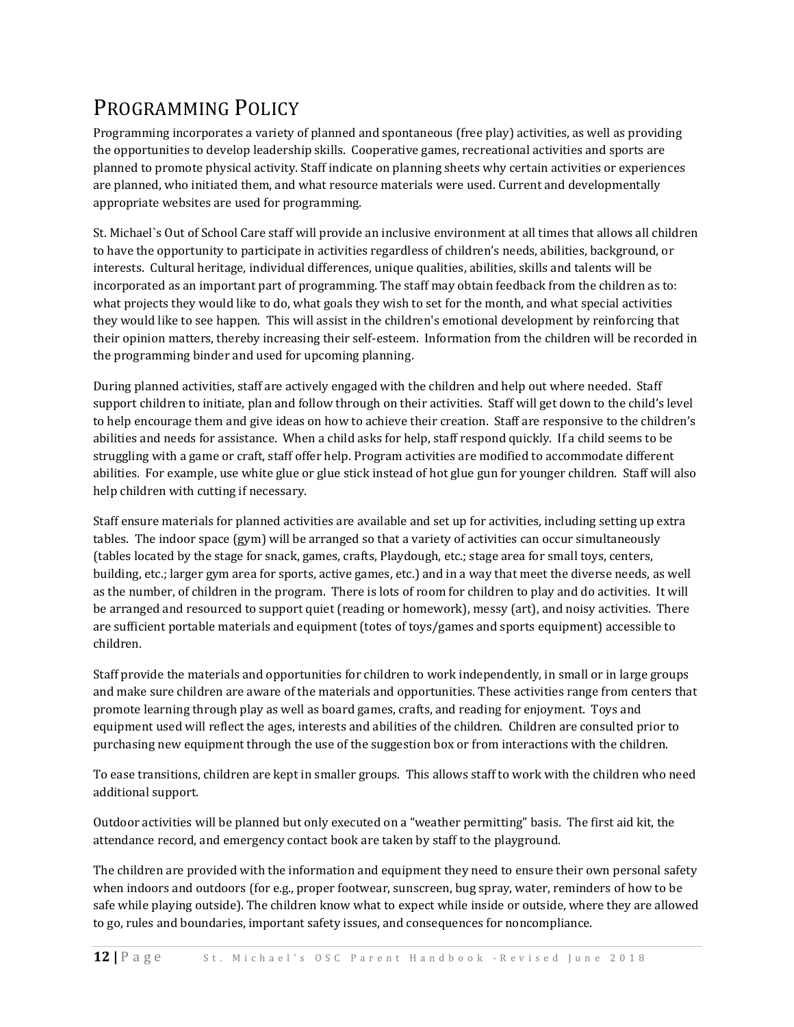# Programming Policy

Programming incorporates a variety of planned and spontaneous (free play) activities, as well as providing the opportunities to develop leadership skills. Cooperative games, recreational activities and sports are planned to promote physical activity. Staff indicate on planning sheets why certain activities or experiences are planned, who initiated them, and what resource materials were used. Current and developmentally appropriate websites are used for programming.

St. Michael`s Out of School Care staff will provide an inclusive environment at all times that allows all children to have the opportunity to participate in activities regardless of children's needs, abilities, background, or interests. Cultural heritage, individual differences, unique qualities, abilities, skills and talents will be incorporated as an important part of programming. The staff may obtain feedback from the children as to: what projects they would like to do, what goals they wish to set for the month, and what special activities they would like to see happen. This will assist in the children's emotional development by reinforcing that their opinion matters, thereby increasing their self-esteem. Information from the children will be recorded in the programming binder and used for upcoming planning.

During planned activities, staff are actively engaged with the children and help out where needed. Staff support children to initiate, plan and follow through on their activities. Staff will get down to the child's level to help encourage them and give ideas on how to achieve their creation. Staff are responsive to the children's abilities and needs for assistance. When a child asks for help, staff respond quickly. If a child seems to be struggling with a game or craft, staff offer help. Program activities are modified to accommodate different abilities. For example, use white glue or glue stick instead of hot glue gun for younger children. Staff will also help children with cutting if necessary.

Staff ensure materials for planned activities are available and set up for activities, including setting up extra tables. The indoor space (gym) will be arranged so that a variety of activities can occur simultaneously (tables located by the stage for snack, games, crafts, Playdough, etc.; stage area for small toys, centers, building, etc.; larger gym area for sports, active games, etc.) and in a way that meet the diverse needs, as well as the number, of children in the program. There is lots of room for children to play and do activities. It will be arranged and resourced to support quiet (reading or homework), messy (art), and noisy activities. There are sufficient portable materials and equipment (totes of toys/games and sports equipment) accessible to children.

Staff provide the materials and opportunities for children to work independently, in small or in large groups and make sure children are aware of the materials and opportunities. These activities range from centers that promote learning through play as well as board games, crafts, and reading for enjoyment. Toys and equipment used will reflect the ages, interests and abilities of the children. Children are consulted prior to purchasing new equipment through the use of the suggestion box or from interactions with the children.

To ease transitions, children are kept in smaller groups. This allows staff to work with the children who need additional support.

Outdoor activities will be planned but only executed on a "weather permitting" basis. The first aid kit, the attendance record, and emergency contact book are taken by staff to the playground.

The children are provided with the information and equipment they need to ensure their own personal safety when indoors and outdoors (for e.g., proper footwear, sunscreen, bug spray, water, reminders of how to be safe while playing outside). The children know what to expect while inside or outside, where they are allowed to go, rules and boundaries, important safety issues, and consequences for noncompliance.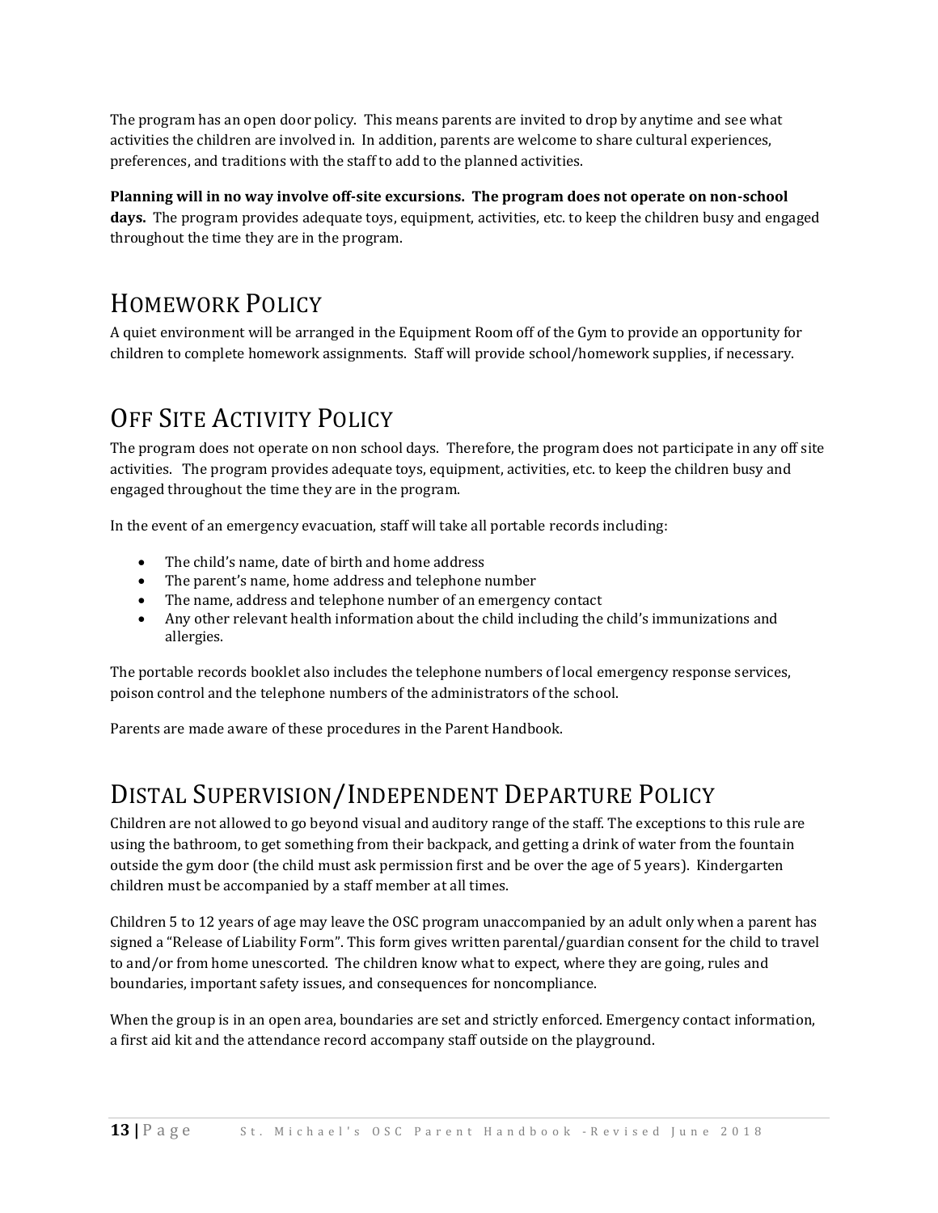The program has an open door policy. This means parents are invited to drop by anytime and see what activities the children are involved in. In addition, parents are welcome to share cultural experiences, preferences, and traditions with the staff to add to the planned activities.

**Planning will in no way involve off-site excursions. The program does not operate on non-school days.** The program provides adequate toys, equipment, activities, etc. to keep the children busy and engaged throughout the time they are in the program.

# Homework Policy

A quiet environment will be arranged in the Equipment Room off of the Gym to provide an opportunity for children to complete homework assignments. Staff will provide school/homework supplies, if necessary.

# Off Site Activity Policy

The program does not operate on non school days. Therefore, the program does not participate in any off site activities. The program provides adequate toys, equipment, activities, etc. to keep the children busy and engaged throughout the time they are in the program.

In the event of an emergency evacuation, staff will take all portable records including:

- The child's name, date of birth and home address
- The parent's name, home address and telephone number
- The name, address and telephone number of an emergency contact
- Any other relevant health information about the child including the child's immunizations and allergies.

The portable records booklet also includes the telephone numbers of local emergency response services, poison control and the telephone numbers of the administrators of the school.

Parents are made aware of these procedures in the Parent Handbook.

# Distal Supervision/Independent Departure Policy

Children are not allowed to go beyond visual and auditory range of the staff. The exceptions to this rule are using the bathroom, to get something from their backpack, and getting a drink of water from the fountain outside the gym door (the child must ask permission first and be over the age of 5 years). Kindergarten children must be accompanied by a staff member at all times.

Children 5 to 12 years of age may leave the OSC program unaccompanied by an adult only when a parent has signed a "Release of Liability Form". This form gives written parental/guardian consent for the child to travel to and/or from home unescorted. The children know what to expect, where they are going, rules and boundaries, important safety issues, and consequences for noncompliance.

When the group is in an open area, boundaries are set and strictly enforced. Emergency contact information, a first aid kit and the attendance record accompany staff outside on the playground.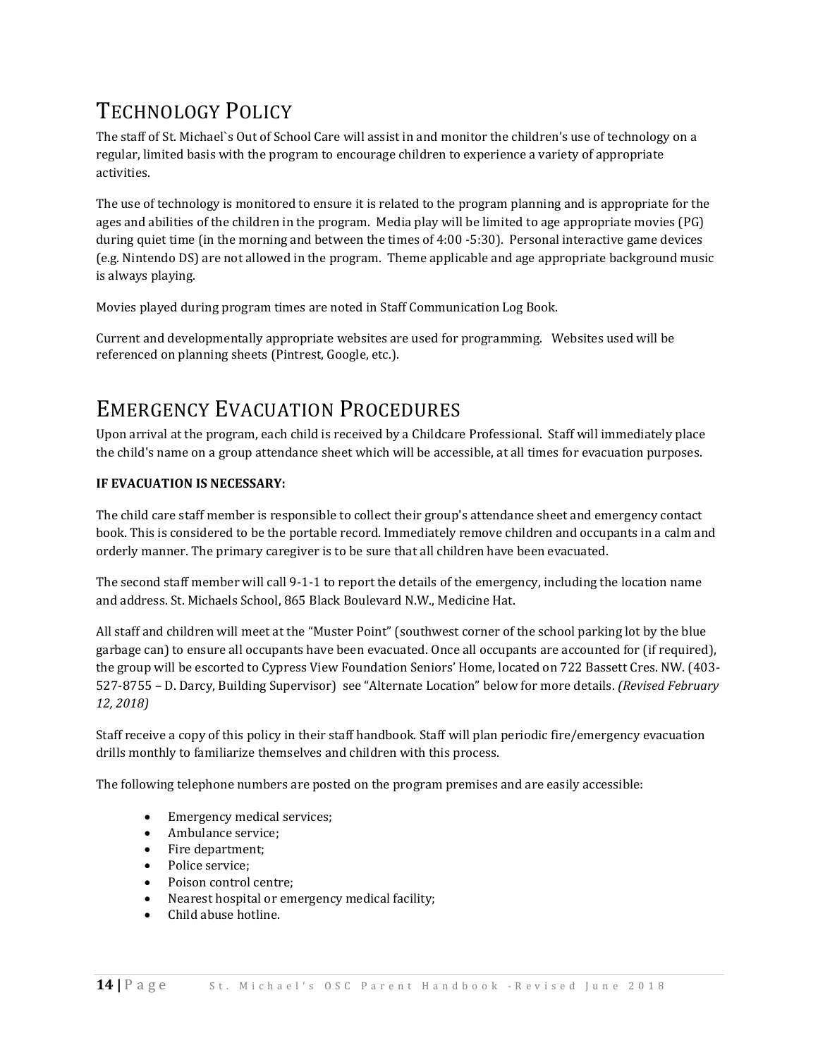# TECHNOLOGY POLICY

The staff of St. Michael`s Out of School Care will assist in and monitor the children's use of technology on a regular, limited basis with the program to encourage children to experience a variety of appropriate activities.

The use of technology is monitored to ensure it is related to the program planning and is appropriate for the ages and abilities of the children in the program. Media play will be limited to age appropriate movies (PG) during quiet time (in the morning and between the times of 4:00 -5:30). Personal interactive game devices (e.g. Nintendo DS) are not allowed in the program. Theme applicable and age appropriate background music is always playing.

Movies played during program times are noted in Staff Communication Log Book.

Current and developmentally appropriate websites are used for programming. Websites used will be referenced on planning sheets (Pintrest, Google, etc.).

# EMERGENCY EVACUATION PROCEDURES

Upon arrival at the program, each child is received by a Childcare Professional. Staff will immediately place the child's name on a group attendance sheet which will be accessible, at all times for evacuation purposes.

**IF EVACUATION IS NECESSARY:**

The child care staff member is responsible to collect their group's attendance sheet and emergency contact book. This is considered to be the portable record. Immediately remove children and occupants in a calm and orderly manner. The primary caregiver is to be sure that all children have been evacuated.

The second staff member will call 9-1-1 to report the details of the emergency, including the location name and address. St. Michaels School, 865 Black Boulevard N.W., Medicine Hat.

All staff and children will meet at the "Muster Point" (southwest corner of the school parking lot by the blue garbage can) to ensure all occupants have been evacuated. Once all occupants are accounted for (if required), the group will be escorted to Cypress View Foundation Seniors' Home, located on 722 Bassett Cres. NW. (403-527-8755 – D. Darcy, Building Supervisor) see "Alternate Location" below for more details. *(Revised February 12, 2018)*

Staff receive a copy of this policy in their staff handbook. Staff will plan periodic fire/emergency evacuation drills monthly to familiarize themselves and children with this process.

The following telephone numbers are posted on the program premises and are easily accessible:

- Emergency medical services;
- Ambulance service;
- Fire department;
- Police service;
- Poison control centre;
- Nearest hospital or emergency medical facility;
- Child abuse hotline.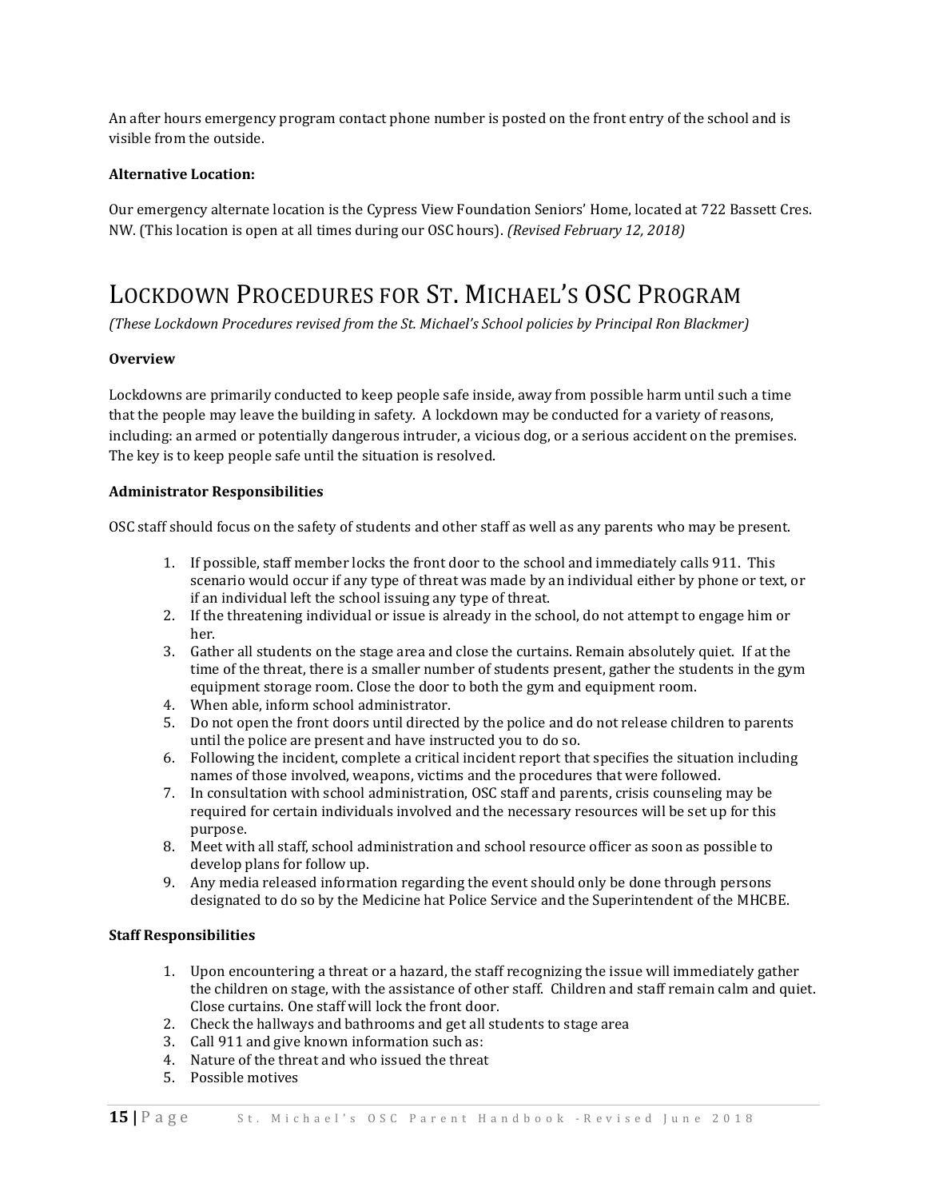An after hours emergency program contact phone number is posted on the front entry of the school and is visible from the outside.

**Alternative Location:**

Our emergency alternate location is the Cypress View Foundation Seniors' Home, located at 722 Bassett Cres. NW. (This location is open at all times during our OSC hours). *(Revised February 12, 2018)*

# Lockdown Procedures for St. Michael's OSC Program

*(These Lockdown Procedures revised from the St. Michael's School policies by Principal Ron Blackmer)*

**Overview**

Lockdowns are primarily conducted to keep people safe inside, away from possible harm until such a time that the people may leave the building in safety. A lockdown may be conducted for a variety of reasons, including: an armed or potentially dangerous intruder, a vicious dog, or a serious accident on the premises. The key is to keep people safe until the situation is resolved.

**Administrator Responsibilities**

OSC staff should focus on the safety of students and other staff as well as any parents who may be present.

1. If possible, staff member locks the front door to the school and immediately calls 911. This scenario would occur if any type of threat was made by an individual either by phone or text, or if an individual left the school issuing any type of threat.
2. If the threatening individual or issue is already in the school, do not attempt to engage him or her.
3. Gather all students on the stage area and close the curtains. Remain absolutely quiet. If at the time of the threat, there is a smaller number of students present, gather the students in the gym equipment storage room. Close the door to both the gym and equipment room.
4. When able, inform school administrator.
5. Do not open the front doors until directed by the police and do not release children to parents until the police are present and have instructed you to do so.
6. Following the incident, complete a critical incident report that specifies the situation including names of those involved, weapons, victims and the procedures that were followed.
7. In consultation with school administration, OSC staff and parents, crisis counseling may be required for certain individuals involved and the necessary resources will be set up for this purpose.
8. Meet with all staff, school administration and school resource officer as soon as possible to develop plans for follow up.
9. Any media released information regarding the event should only be done through persons designated to do so by the Medicine hat Police Service and the Superintendent of the MHCBE.

**Staff Responsibilities**

1. Upon encountering a threat or a hazard, the staff recognizing the issue will immediately gather the children on stage, with the assistance of other staff. Children and staff remain calm and quiet. Close curtains. One staff will lock the front door.
2. Check the hallways and bathrooms and get all students to stage area
3. Call 911 and give known information such as:
4. Nature of the threat and who issued the threat
5. Possible motives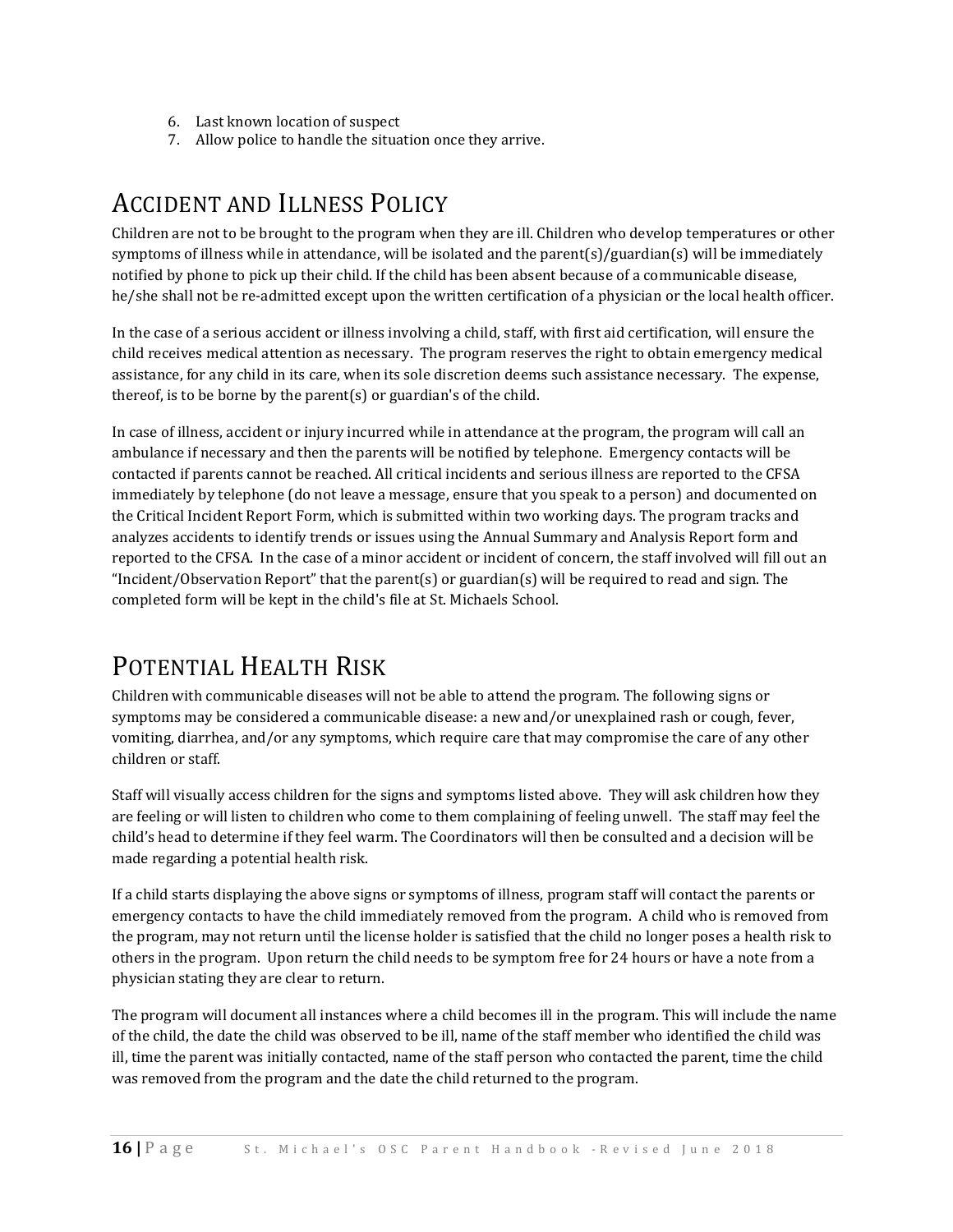6. Last known location of suspect
7. Allow police to handle the situation once they arrive.

# Accident and Illness Policy

Children are not to be brought to the program when they are ill. Children who develop temperatures or other symptoms of illness while in attendance, will be isolated and the parent(s)/guardian(s) will be immediately notified by phone to pick up their child. If the child has been absent because of a communicable disease, he/she shall not be re-admitted except upon the written certification of a physician or the local health officer.

In the case of a serious accident or illness involving a child, staff, with first aid certification, will ensure the child receives medical attention as necessary. The program reserves the right to obtain emergency medical assistance, for any child in its care, when its sole discretion deems such assistance necessary. The expense, thereof, is to be borne by the parent(s) or guardian's of the child.

In case of illness, accident or injury incurred while in attendance at the program, the program will call an ambulance if necessary and then the parents will be notified by telephone. Emergency contacts will be contacted if parents cannot be reached. All critical incidents and serious illness are reported to the CFSA immediately by telephone (do not leave a message, ensure that you speak to a person) and documented on the Critical Incident Report Form, which is submitted within two working days. The program tracks and analyzes accidents to identify trends or issues using the Annual Summary and Analysis Report form and reported to the CFSA. In the case of a minor accident or incident of concern, the staff involved will fill out an "Incident/Observation Report" that the parent(s) or guardian(s) will be required to read and sign. The completed form will be kept in the child's file at St. Michaels School.

# Potential Health Risk

Children with communicable diseases will not be able to attend the program. The following signs or symptoms may be considered a communicable disease: a new and/or unexplained rash or cough, fever, vomiting, diarrhea, and/or any symptoms, which require care that may compromise the care of any other children or staff.

Staff will visually access children for the signs and symptoms listed above. They will ask children how they are feeling or will listen to children who come to them complaining of feeling unwell. The staff may feel the child's head to determine if they feel warm. The Coordinators will then be consulted and a decision will be made regarding a potential health risk.

If a child starts displaying the above signs or symptoms of illness, program staff will contact the parents or emergency contacts to have the child immediately removed from the program. A child who is removed from the program, may not return until the license holder is satisfied that the child no longer poses a health risk to others in the program. Upon return the child needs to be symptom free for 24 hours or have a note from a physician stating they are clear to return.

The program will document all instances where a child becomes ill in the program. This will include the name of the child, the date the child was observed to be ill, name of the staff member who identified the child was ill, time the parent was initially contacted, name of the staff person who contacted the parent, time the child was removed from the program and the date the child returned to the program.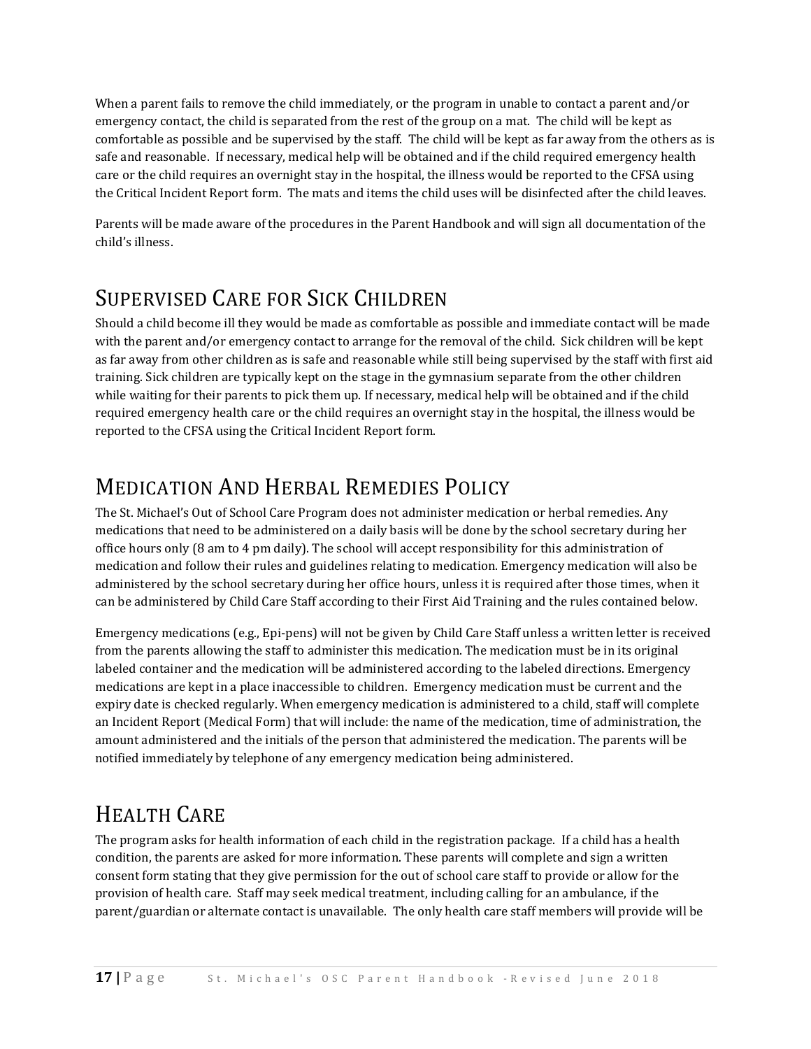When a parent fails to remove the child immediately, or the program in unable to contact a parent and/or emergency contact, the child is separated from the rest of the group on a mat. The child will be kept as comfortable as possible and be supervised by the staff. The child will be kept as far away from the others as is safe and reasonable. If necessary, medical help will be obtained and if the child required emergency health care or the child requires an overnight stay in the hospital, the illness would be reported to the CFSA using the Critical Incident Report form. The mats and items the child uses will be disinfected after the child leaves.

Parents will be made aware of the procedures in the Parent Handbook and will sign all documentation of the child's illness.

# Supervised Care for Sick Children

Should a child become ill they would be made as comfortable as possible and immediate contact will be made with the parent and/or emergency contact to arrange for the removal of the child. Sick children will be kept as far away from other children as is safe and reasonable while still being supervised by the staff with first aid training. Sick children are typically kept on the stage in the gymnasium separate from the other children while waiting for their parents to pick them up. If necessary, medical help will be obtained and if the child required emergency health care or the child requires an overnight stay in the hospital, the illness would be reported to the CFSA using the Critical Incident Report form.

# Medication And Herbal Remedies Policy

The St. Michael's Out of School Care Program does not administer medication or herbal remedies. Any medications that need to be administered on a daily basis will be done by the school secretary during her office hours only (8 am to 4 pm daily). The school will accept responsibility for this administration of medication and follow their rules and guidelines relating to medication. Emergency medication will also be administered by the school secretary during her office hours, unless it is required after those times, when it can be administered by Child Care Staff according to their First Aid Training and the rules contained below.

Emergency medications (e.g., Epi-pens) will not be given by Child Care Staff unless a written letter is received from the parents allowing the staff to administer this medication. The medication must be in its original labeled container and the medication will be administered according to the labeled directions. Emergency medications are kept in a place inaccessible to children. Emergency medication must be current and the expiry date is checked regularly. When emergency medication is administered to a child, staff will complete an Incident Report (Medical Form) that will include: the name of the medication, time of administration, the amount administered and the initials of the person that administered the medication. The parents will be notified immediately by telephone of any emergency medication being administered.

# Health Care

The program asks for health information of each child in the registration package. If a child has a health condition, the parents are asked for more information. These parents will complete and sign a written consent form stating that they give permission for the out of school care staff to provide or allow for the provision of health care. Staff may seek medical treatment, including calling for an ambulance, if the parent/guardian or alternate contact is unavailable. The only health care staff members will provide will be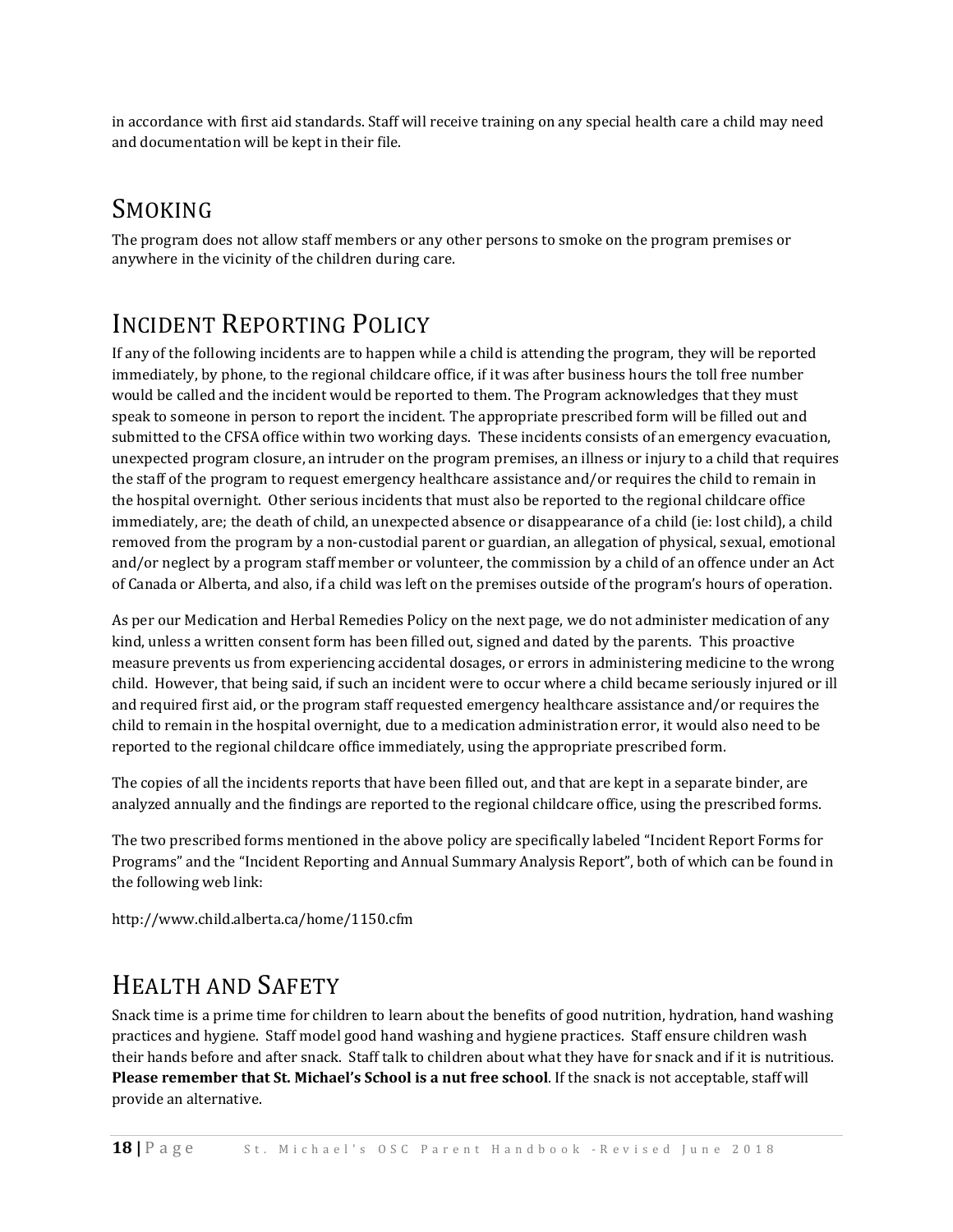in accordance with first aid standards. Staff will receive training on any special health care a child may need and documentation will be kept in their file.

# Smoking

The program does not allow staff members or any other persons to smoke on the program premises or anywhere in the vicinity of the children during care.

# Incident Reporting Policy

If any of the following incidents are to happen while a child is attending the program, they will be reported immediately, by phone, to the regional childcare office, if it was after business hours the toll free number would be called and the incident would be reported to them. The Program acknowledges that they must speak to someone in person to report the incident. The appropriate prescribed form will be filled out and submitted to the CFSA office within two working days. These incidents consists of an emergency evacuation, unexpected program closure, an intruder on the program premises, an illness or injury to a child that requires the staff of the program to request emergency healthcare assistance and/or requires the child to remain in the hospital overnight. Other serious incidents that must also be reported to the regional childcare office immediately, are; the death of child, an unexpected absence or disappearance of a child (ie: lost child), a child removed from the program by a non-custodial parent or guardian, an allegation of physical, sexual, emotional and/or neglect by a program staff member or volunteer, the commission by a child of an offence under an Act of Canada or Alberta, and also, if a child was left on the premises outside of the program's hours of operation.

As per our Medication and Herbal Remedies Policy on the next page, we do not administer medication of any kind, unless a written consent form has been filled out, signed and dated by the parents. This proactive measure prevents us from experiencing accidental dosages, or errors in administering medicine to the wrong child. However, that being said, if such an incident were to occur where a child became seriously injured or ill and required first aid, or the program staff requested emergency healthcare assistance and/or requires the child to remain in the hospital overnight, due to a medication administration error, it would also need to be reported to the regional childcare office immediately, using the appropriate prescribed form.

The copies of all the incidents reports that have been filled out, and that are kept in a separate binder, are analyzed annually and the findings are reported to the regional childcare office, using the prescribed forms.

The two prescribed forms mentioned in the above policy are specifically labeled "Incident Report Forms for Programs" and the "Incident Reporting and Annual Summary Analysis Report", both of which can be found in the following web link:

http://www.child.alberta.ca/home/1150.cfm

# Health and Safety

Snack time is a prime time for children to learn about the benefits of good nutrition, hydration, hand washing practices and hygiene. Staff model good hand washing and hygiene practices. Staff ensure children wash their hands before and after snack. Staff talk to children about what they have for snack and if it is nutritious. **Please remember that St. Michael's School is a nut free school**. If the snack is not acceptable, staff will provide an alternative.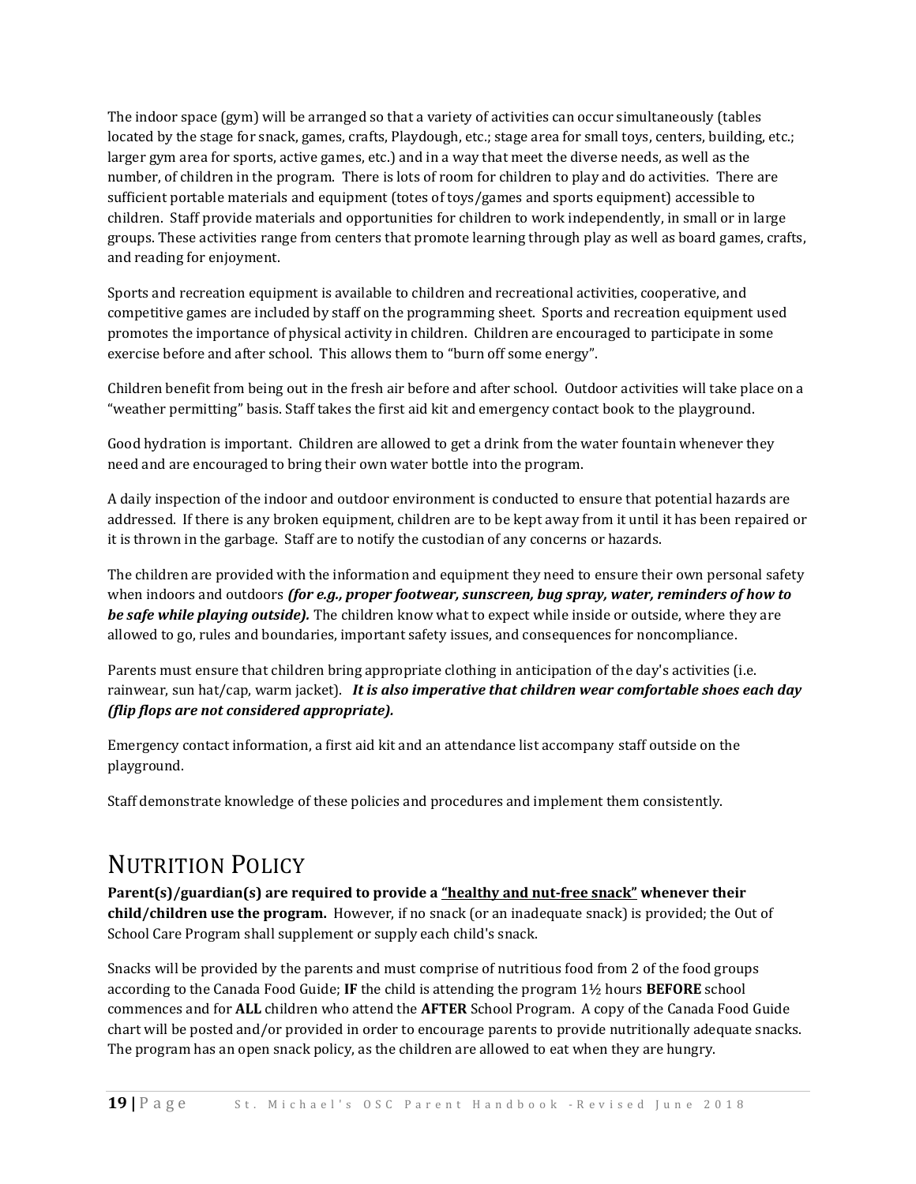The indoor space (gym) will be arranged so that a variety of activities can occur simultaneously (tables located by the stage for snack, games, crafts, Playdough, etc.; stage area for small toys, centers, building, etc.; larger gym area for sports, active games, etc.) and in a way that meet the diverse needs, as well as the number, of children in the program. There is lots of room for children to play and do activities. There are sufficient portable materials and equipment (totes of toys/games and sports equipment) accessible to children. Staff provide materials and opportunities for children to work independently, in small or in large groups. These activities range from centers that promote learning through play as well as board games, crafts, and reading for enjoyment.

Sports and recreation equipment is available to children and recreational activities, cooperative, and competitive games are included by staff on the programming sheet. Sports and recreation equipment used promotes the importance of physical activity in children. Children are encouraged to participate in some exercise before and after school. This allows them to "burn off some energy".

Children benefit from being out in the fresh air before and after school. Outdoor activities will take place on a "weather permitting" basis. Staff takes the first aid kit and emergency contact book to the playground.

Good hydration is important. Children are allowed to get a drink from the water fountain whenever they need and are encouraged to bring their own water bottle into the program.

A daily inspection of the indoor and outdoor environment is conducted to ensure that potential hazards are addressed. If there is any broken equipment, children are to be kept away from it until it has been repaired or it is thrown in the garbage. Staff are to notify the custodian of any concerns or hazards.

The children are provided with the information and equipment they need to ensure their own personal safety when indoors and outdoors ***(for e.g., proper footwear, sunscreen, bug spray, water, reminders of how to be safe while playing outside).*** The children know what to expect while inside or outside, where they are allowed to go, rules and boundaries, important safety issues, and consequences for noncompliance.

Parents must ensure that children bring appropriate clothing in anticipation of the day's activities (i.e. rainwear, sun hat/cap, warm jacket). ***It is also imperative that children wear comfortable shoes each day (flip flops are not considered appropriate).***

Emergency contact information, a first aid kit and an attendance list accompany staff outside on the playground.

Staff demonstrate knowledge of these policies and procedures and implement them consistently.

# NUTRITION POLICY

**Parent(s)/guardian(s) are required to provide a <u>"healthy and nut-free snack"</u> whenever their child/children use the program.** However, if no snack (or an inadequate snack) is provided; the Out of School Care Program shall supplement or supply each child's snack.

Snacks will be provided by the parents and must comprise of nutritious food from 2 of the food groups according to the Canada Food Guide; **IF** the child is attending the program 1½ hours **BEFORE** school commences and for **ALL** children who attend the **AFTER** School Program. A copy of the Canada Food Guide chart will be posted and/or provided in order to encourage parents to provide nutritionally adequate snacks. The program has an open snack policy, as the children are allowed to eat when they are hungry.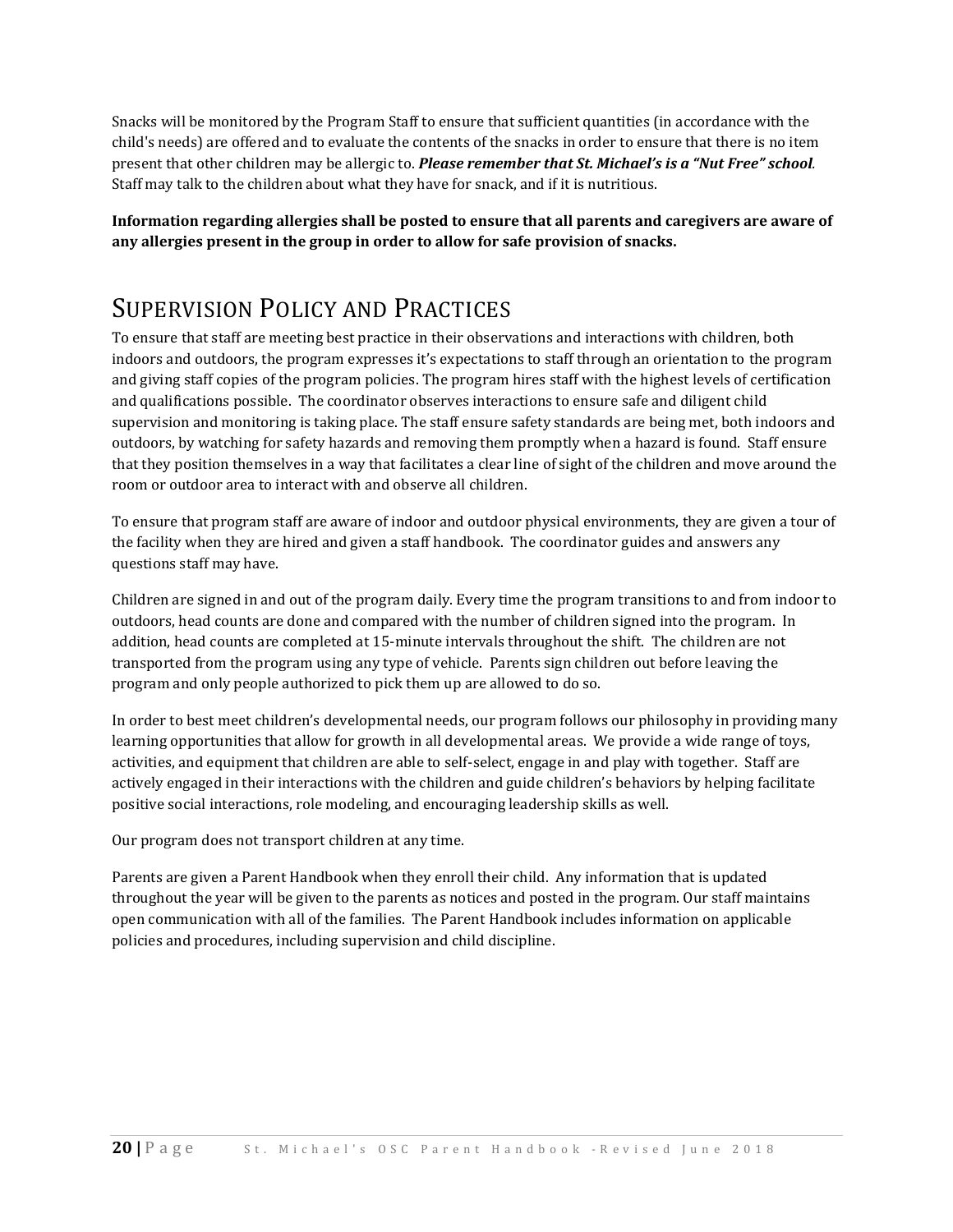Snacks will be monitored by the Program Staff to ensure that sufficient quantities (in accordance with the child's needs) are offered and to evaluate the contents of the snacks in order to ensure that there is no item present that other children may be allergic to. ***Please remember that St. Michael's is a "Nut Free" school***. Staff may talk to the children about what they have for snack, and if it is nutritious.

**Information regarding allergies shall be posted to ensure that all parents and caregivers are aware of any allergies present in the group in order to allow for safe provision of snacks.**

# Supervision Policy and Practices

To ensure that staff are meeting best practice in their observations and interactions with children, both indoors and outdoors, the program expresses it's expectations to staff through an orientation to the program and giving staff copies of the program policies. The program hires staff with the highest levels of certification and qualifications possible. The coordinator observes interactions to ensure safe and diligent child supervision and monitoring is taking place. The staff ensure safety standards are being met, both indoors and outdoors, by watching for safety hazards and removing them promptly when a hazard is found. Staff ensure that they position themselves in a way that facilitates a clear line of sight of the children and move around the room or outdoor area to interact with and observe all children.

To ensure that program staff are aware of indoor and outdoor physical environments, they are given a tour of the facility when they are hired and given a staff handbook. The coordinator guides and answers any questions staff may have.

Children are signed in and out of the program daily. Every time the program transitions to and from indoor to outdoors, head counts are done and compared with the number of children signed into the program. In addition, head counts are completed at 15-minute intervals throughout the shift. The children are not transported from the program using any type of vehicle. Parents sign children out before leaving the program and only people authorized to pick them up are allowed to do so.

In order to best meet children's developmental needs, our program follows our philosophy in providing many learning opportunities that allow for growth in all developmental areas. We provide a wide range of toys, activities, and equipment that children are able to self-select, engage in and play with together. Staff are actively engaged in their interactions with the children and guide children's behaviors by helping facilitate positive social interactions, role modeling, and encouraging leadership skills as well.

Our program does not transport children at any time.

Parents are given a Parent Handbook when they enroll their child. Any information that is updated throughout the year will be given to the parents as notices and posted in the program. Our staff maintains open communication with all of the families. The Parent Handbook includes information on applicable policies and procedures, including supervision and child discipline.